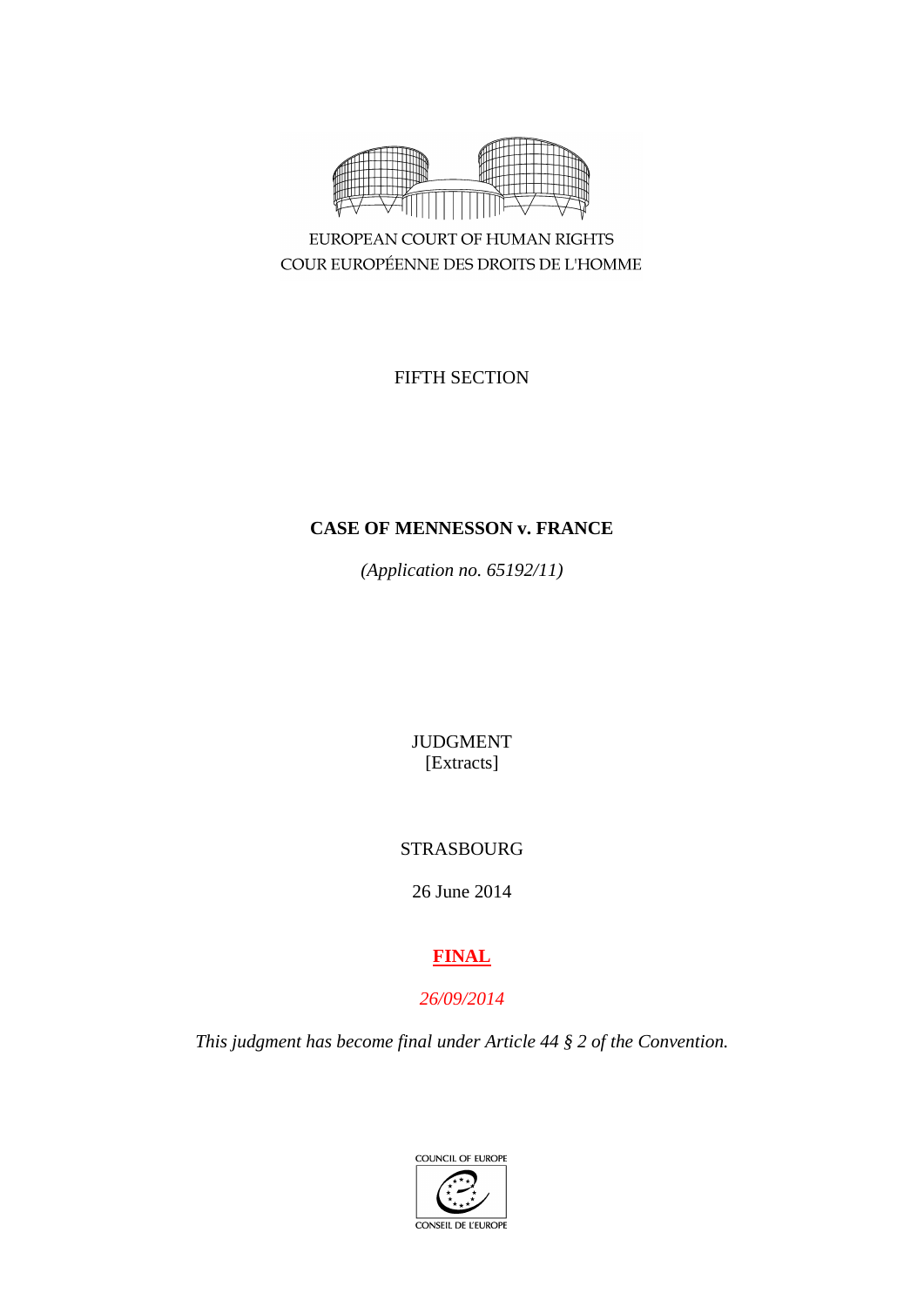EUROPEAN COURT OF HUMAN RIGHTS
COUR EUROPÉENNE DES DROITS DE L'HOMME

FIFTH SECTION

**CASE OF MENNESSON v. FRANCE**

*(Application no. 65192/11)*

JUDGMENT
[Extracts]

STRASBOURG

26 June 2014

**FINAL**

*26/09/2014*

*This judgment has become final under Article 44 § 2 of the Convention.*

COUNCIL OF EUROPE
CONSEIL DE L'EUROPE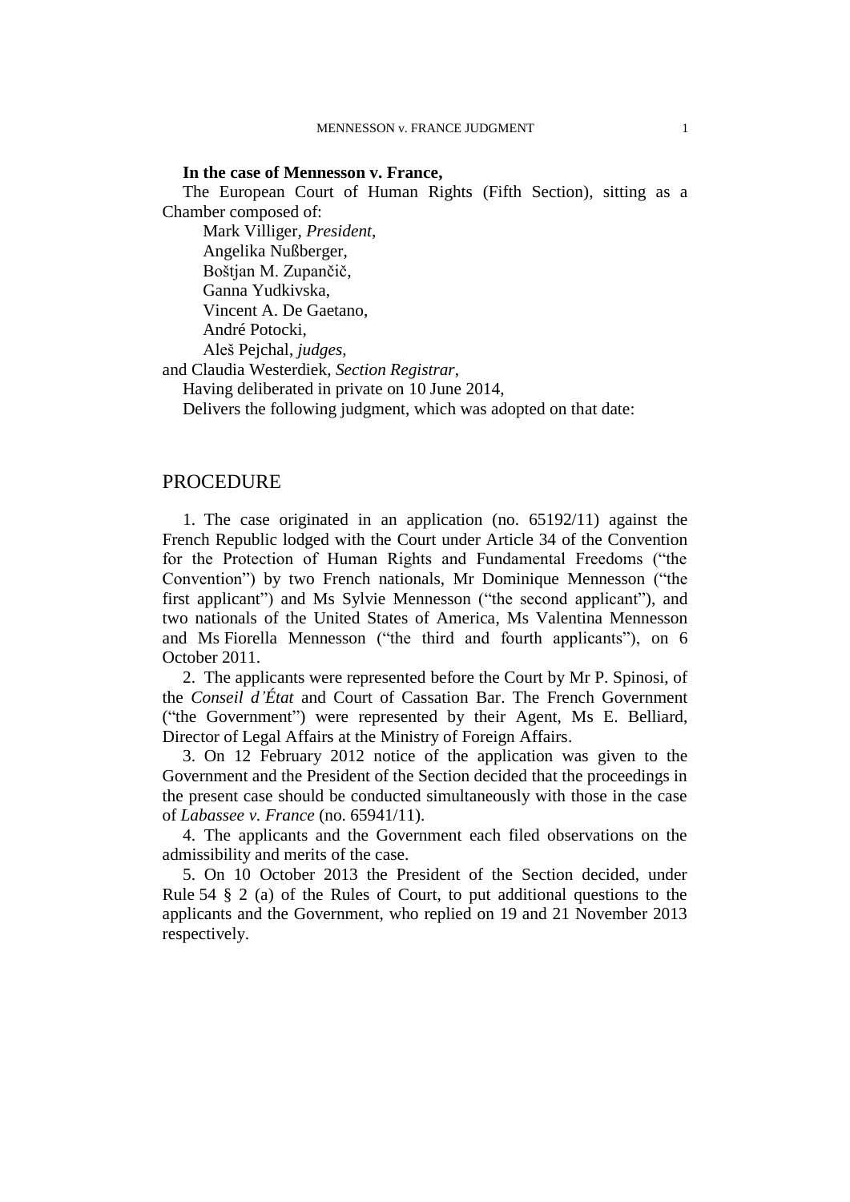**In the case of Mennesson v. France,**

The European Court of Human Rights (Fifth Section), sitting as a Chamber composed of:

Mark Villiger, *President*,
Angelika Nußberger,
Boštjan M. Zupančič,
Ganna Yudkivska,
Vincent A. De Gaetano,
André Potocki,
Aleš Pejchal, *judges*,
and Claudia Westerdiek, *Section Registrar*,

Having deliberated in private on 10 June 2014,

Delivers the following judgment, which was adopted on that date:

# PROCEDURE

1. The case originated in an application (no. 65192/11) against the French Republic lodged with the Court under Article 34 of the Convention for the Protection of Human Rights and Fundamental Freedoms ("the Convention") by two French nationals, Mr Dominique Mennesson ("the first applicant") and Ms Sylvie Mennesson ("the second applicant"), and two nationals of the United States of America, Ms Valentina Mennesson and Ms Fiorella Mennesson ("the third and fourth applicants"), on 6 October 2011.

2. The applicants were represented before the Court by Mr P. Spinosi, of the *Conseil d'État* and Court of Cassation Bar. The French Government ("the Government") were represented by their Agent, Ms E. Belliard, Director of Legal Affairs at the Ministry of Foreign Affairs.

3. On 12 February 2012 notice of the application was given to the Government and the President of the Section decided that the proceedings in the present case should be conducted simultaneously with those in the case of *Labassee v. France* (no. 65941/11).

4. The applicants and the Government each filed observations on the admissibility and merits of the case.

5. On 10 October 2013 the President of the Section decided, under Rule 54 § 2 (a) of the Rules of Court, to put additional questions to the applicants and the Government, who replied on 19 and 21 November 2013 respectively.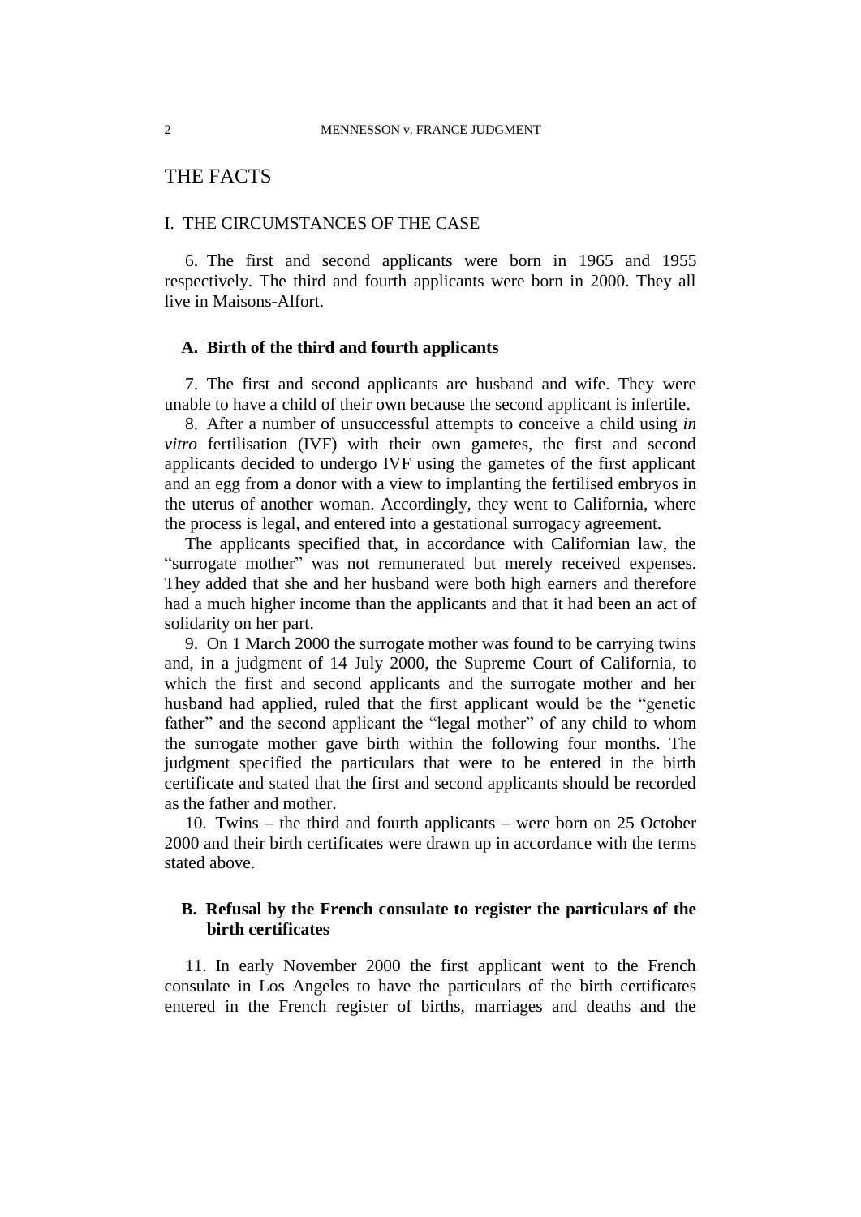# THE FACTS

## I. THE CIRCUMSTANCES OF THE CASE

6. The first and second applicants were born in 1965 and 1955 respectively. The third and fourth applicants were born in 2000. They all live in Maisons-Alfort.

### A. Birth of the third and fourth applicants

7. The first and second applicants are husband and wife. They were unable to have a child of their own because the second applicant is infertile.

8. After a number of unsuccessful attempts to conceive a child using *in vitro* fertilisation (IVF) with their own gametes, the first and second applicants decided to undergo IVF using the gametes of the first applicant and an egg from a donor with a view to implanting the fertilised embryos in the uterus of another woman. Accordingly, they went to California, where the process is legal, and entered into a gestational surrogacy agreement.

The applicants specified that, in accordance with Californian law, the "surrogate mother" was not remunerated but merely received expenses. They added that she and her husband were both high earners and therefore had a much higher income than the applicants and that it had been an act of solidarity on her part.

9. On 1 March 2000 the surrogate mother was found to be carrying twins and, in a judgment of 14 July 2000, the Supreme Court of California, to which the first and second applicants and the surrogate mother and her husband had applied, ruled that the first applicant would be the "genetic father" and the second applicant the "legal mother" of any child to whom the surrogate mother gave birth within the following four months. The judgment specified the particulars that were to be entered in the birth certificate and stated that the first and second applicants should be recorded as the father and mother.

10. Twins – the third and fourth applicants – were born on 25 October 2000 and their birth certificates were drawn up in accordance with the terms stated above.

### B. Refusal by the French consulate to register the particulars of the birth certificates

11. In early November 2000 the first applicant went to the French consulate in Los Angeles to have the particulars of the birth certificates entered in the French register of births, marriages and deaths and the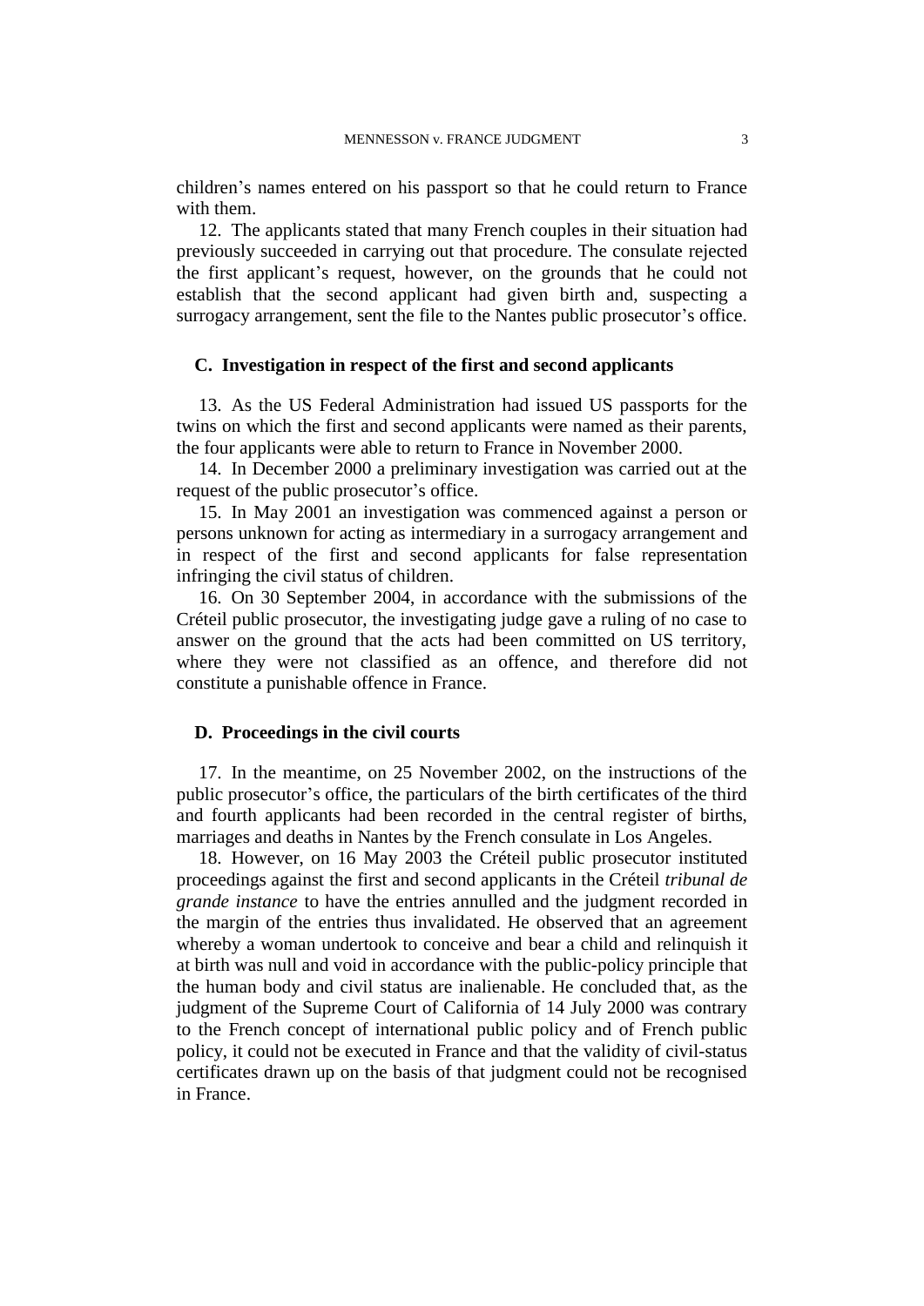children's names entered on his passport so that he could return to France with them.

12. The applicants stated that many French couples in their situation had previously succeeded in carrying out that procedure. The consulate rejected the first applicant's request, however, on the grounds that he could not establish that the second applicant had given birth and, suspecting a surrogacy arrangement, sent the file to the Nantes public prosecutor's office.

### C. Investigation in respect of the first and second applicants

13. As the US Federal Administration had issued US passports for the twins on which the first and second applicants were named as their parents, the four applicants were able to return to France in November 2000.

14. In December 2000 a preliminary investigation was carried out at the request of the public prosecutor's office.

15. In May 2001 an investigation was commenced against a person or persons unknown for acting as intermediary in a surrogacy arrangement and in respect of the first and second applicants for false representation infringing the civil status of children.

16. On 30 September 2004, in accordance with the submissions of the Créteil public prosecutor, the investigating judge gave a ruling of no case to answer on the ground that the acts had been committed on US territory, where they were not classified as an offence, and therefore did not constitute a punishable offence in France.

### D. Proceedings in the civil courts

17. In the meantime, on 25 November 2002, on the instructions of the public prosecutor's office, the particulars of the birth certificates of the third and fourth applicants had been recorded in the central register of births, marriages and deaths in Nantes by the French consulate in Los Angeles.

18. However, on 16 May 2003 the Créteil public prosecutor instituted proceedings against the first and second applicants in the Créteil *tribunal de grande instance* to have the entries annulled and the judgment recorded in the margin of the entries thus invalidated. He observed that an agreement whereby a woman undertook to conceive and bear a child and relinquish it at birth was null and void in accordance with the public-policy principle that the human body and civil status are inalienable. He concluded that, as the judgment of the Supreme Court of California of 14 July 2000 was contrary to the French concept of international public policy and of French public policy, it could not be executed in France and that the validity of civil-status certificates drawn up on the basis of that judgment could not be recognised in France.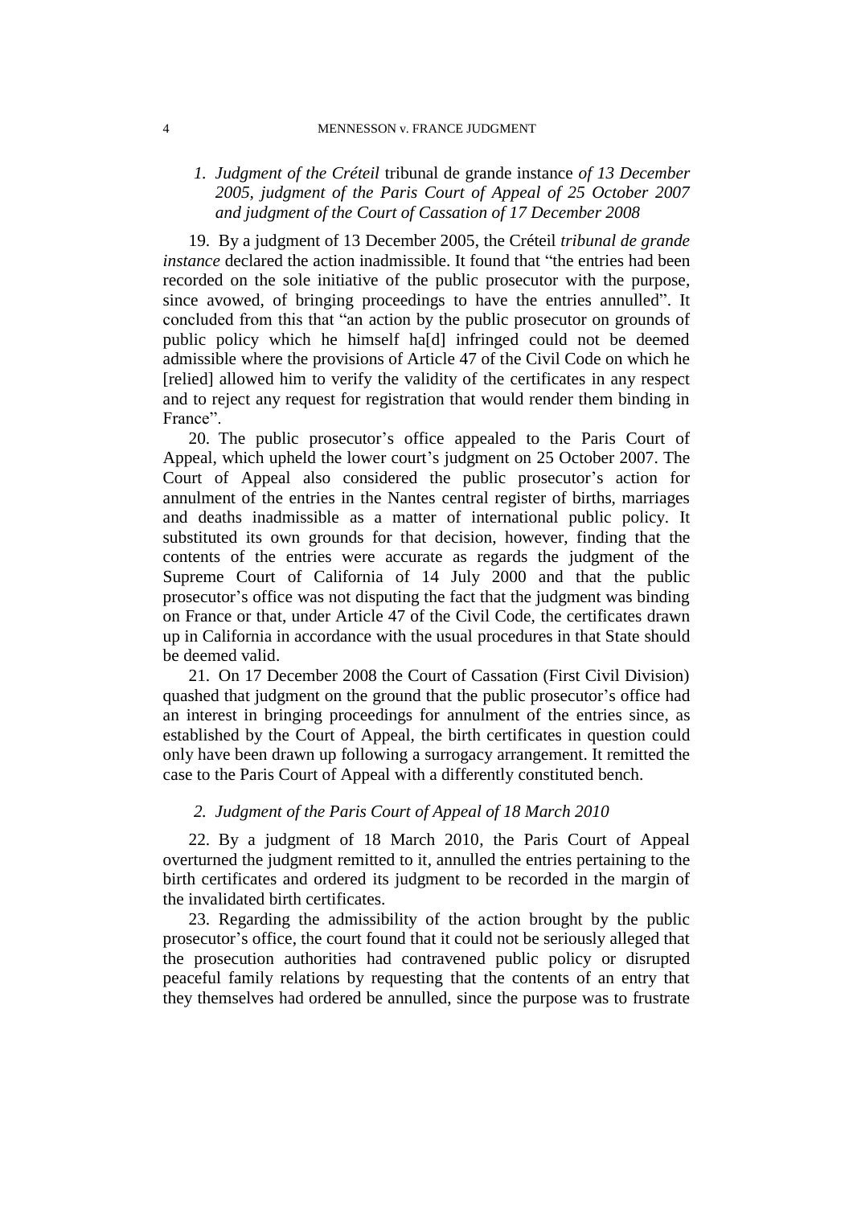### *1. Judgment of the Créteil* tribunal de grande instance *of 13 December 2005, judgment of the Paris Court of Appeal of 25 October 2007 and judgment of the Court of Cassation of 17 December 2008*

19. By a judgment of 13 December 2005, the Créteil *tribunal de grande instance* declared the action inadmissible. It found that "the entries had been recorded on the sole initiative of the public prosecutor with the purpose, since avowed, of bringing proceedings to have the entries annulled". It concluded from this that "an action by the public prosecutor on grounds of public policy which he himself ha[d] infringed could not be deemed admissible where the provisions of Article 47 of the Civil Code on which he [relied] allowed him to verify the validity of the certificates in any respect and to reject any request for registration that would render them binding in France".

20. The public prosecutor's office appealed to the Paris Court of Appeal, which upheld the lower court's judgment on 25 October 2007. The Court of Appeal also considered the public prosecutor's action for annulment of the entries in the Nantes central register of births, marriages and deaths inadmissible as a matter of international public policy. It substituted its own grounds for that decision, however, finding that the contents of the entries were accurate as regards the judgment of the Supreme Court of California of 14 July 2000 and that the public prosecutor's office was not disputing the fact that the judgment was binding on France or that, under Article 47 of the Civil Code, the certificates drawn up in California in accordance with the usual procedures in that State should be deemed valid.

21. On 17 December 2008 the Court of Cassation (First Civil Division) quashed that judgment on the ground that the public prosecutor's office had an interest in bringing proceedings for annulment of the entries since, as established by the Court of Appeal, the birth certificates in question could only have been drawn up following a surrogacy arrangement. It remitted the case to the Paris Court of Appeal with a differently constituted bench.

### *2. Judgment of the Paris Court of Appeal of 18 March 2010*

22. By a judgment of 18 March 2010, the Paris Court of Appeal overturned the judgment remitted to it, annulled the entries pertaining to the birth certificates and ordered its judgment to be recorded in the margin of the invalidated birth certificates.

23. Regarding the admissibility of the action brought by the public prosecutor's office, the court found that it could not be seriously alleged that the prosecution authorities had contravened public policy or disrupted peaceful family relations by requesting that the contents of an entry that they themselves had ordered be annulled, since the purpose was to frustrate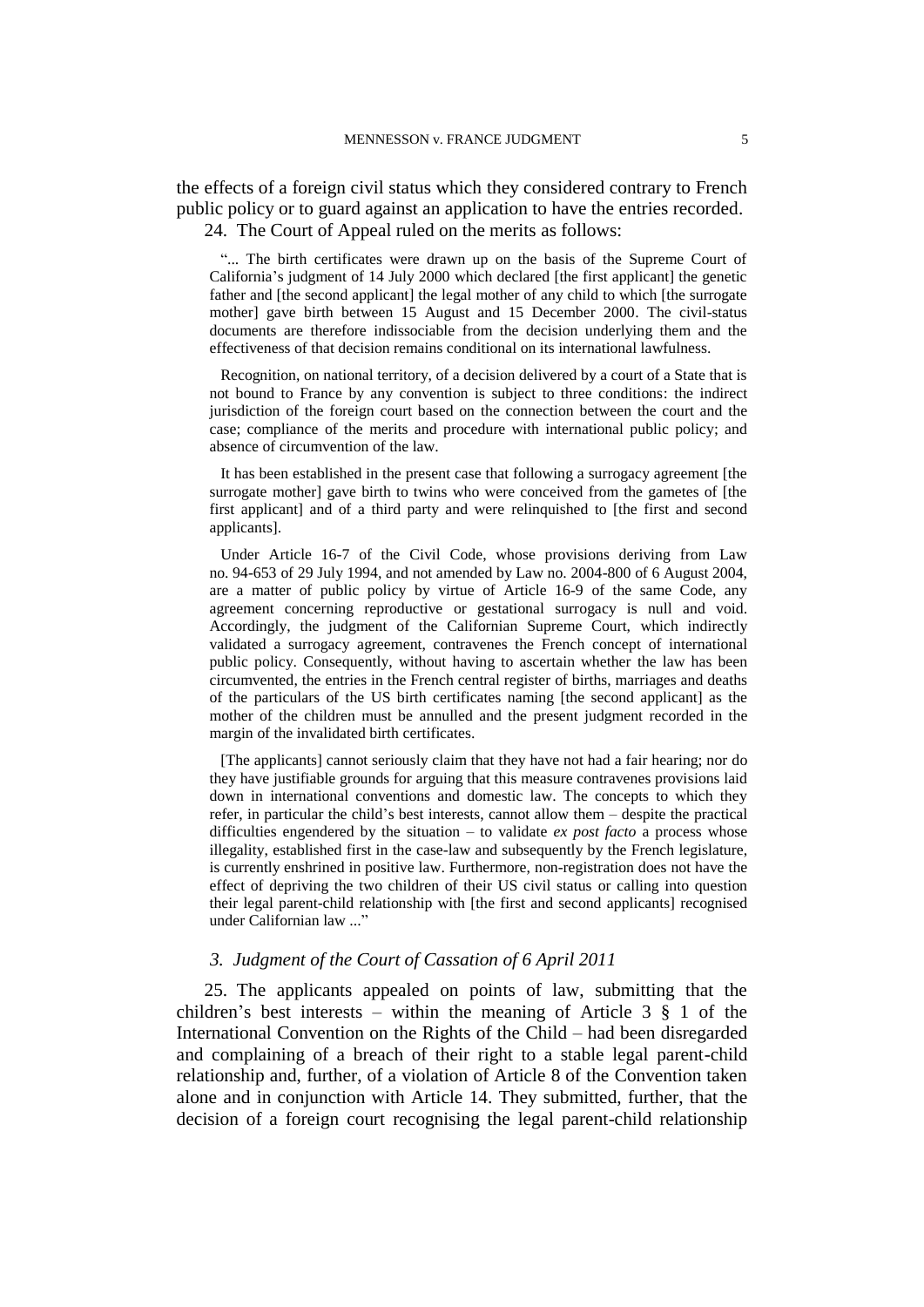the effects of a foreign civil status which they considered contrary to French public policy or to guard against an application to have the entries recorded.

24. The Court of Appeal ruled on the merits as follows:

> "... The birth certificates were drawn up on the basis of the Supreme Court of California's judgment of 14 July 2000 which declared [the first applicant] the genetic father and [the second applicant] the legal mother of any child to which [the surrogate mother] gave birth between 15 August and 15 December 2000. The civil-status documents are therefore indissociable from the decision underlying them and the effectiveness of that decision remains conditional on its international lawfulness.
>
> Recognition, on national territory, of a decision delivered by a court of a State that is not bound to France by any convention is subject to three conditions: the indirect jurisdiction of the foreign court based on the connection between the court and the case; compliance of the merits and procedure with international public policy; and absence of circumvention of the law.
>
> It has been established in the present case that following a surrogacy agreement [the surrogate mother] gave birth to twins who were conceived from the gametes of [the first applicant] and of a third party and were relinquished to [the first and second applicants].
>
> Under Article 16-7 of the Civil Code, whose provisions deriving from Law no. 94-653 of 29 July 1994, and not amended by Law no. 2004-800 of 6 August 2004, are a matter of public policy by virtue of Article 16-9 of the same Code, any agreement concerning reproductive or gestational surrogacy is null and void. Accordingly, the judgment of the Californian Supreme Court, which indirectly validated a surrogacy agreement, contravenes the French concept of international public policy. Consequently, without having to ascertain whether the law has been circumvented, the entries in the French central register of births, marriages and deaths of the particulars of the US birth certificates naming [the second applicant] as the mother of the children must be annulled and the present judgment recorded in the margin of the invalidated birth certificates.
>
> [The applicants] cannot seriously claim that they have not had a fair hearing; nor do they have justifiable grounds for arguing that this measure contravenes provisions laid down in international conventions and domestic law. The concepts to which they refer, in particular the child's best interests, cannot allow them – despite the practical difficulties engendered by the situation – to validate *ex post facto* a process whose illegality, established first in the case-law and subsequently by the French legislature, is currently enshrined in positive law. Furthermore, non-registration does not have the effect of depriving the two children of their US civil status or calling into question their legal parent-child relationship with [the first and second applicants] recognised under Californian law ..."

### *3. Judgment of the Court of Cassation of 6 April 2011*

25. The applicants appealed on points of law, submitting that the children's best interests – within the meaning of Article 3 § 1 of the International Convention on the Rights of the Child – had been disregarded and complaining of a breach of their right to a stable legal parent-child relationship and, further, of a violation of Article 8 of the Convention taken alone and in conjunction with Article 14. They submitted, further, that the decision of a foreign court recognising the legal parent-child relationship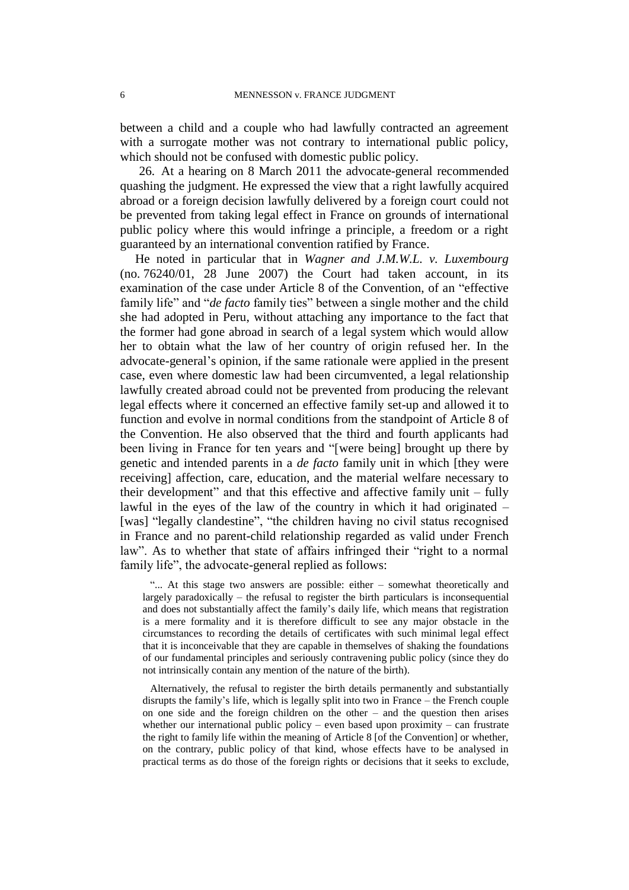between a child and a couple who had lawfully contracted an agreement with a surrogate mother was not contrary to international public policy, which should not be confused with domestic public policy.

26. At a hearing on 8 March 2011 the advocate-general recommended quashing the judgment. He expressed the view that a right lawfully acquired abroad or a foreign decision lawfully delivered by a foreign court could not be prevented from taking legal effect in France on grounds of international public policy where this would infringe a principle, a freedom or a right guaranteed by an international convention ratified by France.

He noted in particular that in *Wagner and J.M.W.L. v. Luxembourg* (no. 76240/01, 28 June 2007) the Court had taken account, in its examination of the case under Article 8 of the Convention, of an "effective family life" and "*de facto* family ties" between a single mother and the child she had adopted in Peru, without attaching any importance to the fact that the former had gone abroad in search of a legal system which would allow her to obtain what the law of her country of origin refused her. In the advocate-general's opinion, if the same rationale were applied in the present case, even where domestic law had been circumvented, a legal relationship lawfully created abroad could not be prevented from producing the relevant legal effects where it concerned an effective family set-up and allowed it to function and evolve in normal conditions from the standpoint of Article 8 of the Convention. He also observed that the third and fourth applicants had been living in France for ten years and "[were being] brought up there by genetic and intended parents in a *de facto* family unit in which [they were receiving] affection, care, education, and the material welfare necessary to their development" and that this effective and affective family unit – fully lawful in the eyes of the law of the country in which it had originated – [was] "legally clandestine", "the children having no civil status recognised in France and no parent-child relationship regarded as valid under French law". As to whether that state of affairs infringed their "right to a normal family life", the advocate-general replied as follows:

> "... At this stage two answers are possible: either – somewhat theoretically and largely paradoxically – the refusal to register the birth particulars is inconsequential and does not substantially affect the family's daily life, which means that registration is a mere formality and it is therefore difficult to see any major obstacle in the circumstances to recording the details of certificates with such minimal legal effect that it is inconceivable that they are capable in themselves of shaking the foundations of our fundamental principles and seriously contravening public policy (since they do not intrinsically contain any mention of the nature of the birth).
>
> Alternatively, the refusal to register the birth details permanently and substantially disrupts the family's life, which is legally split into two in France – the French couple on one side and the foreign children on the other – and the question then arises whether our international public policy – even based upon proximity – can frustrate the right to family life within the meaning of Article 8 [of the Convention] or whether, on the contrary, public policy of that kind, whose effects have to be analysed in practical terms as do those of the foreign rights or decisions that it seeks to exclude,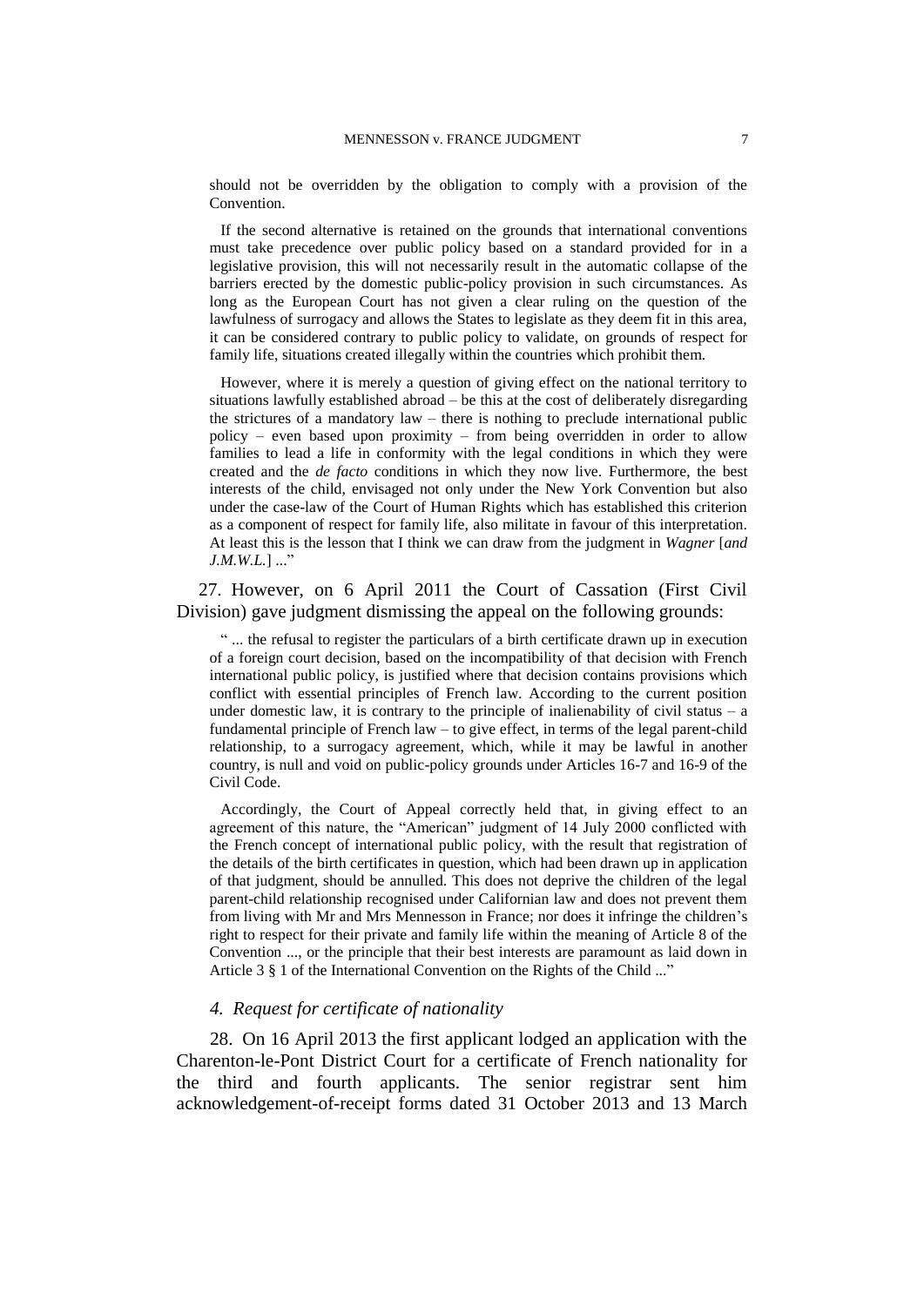should not be overridden by the obligation to comply with a provision of the Convention.

If the second alternative is retained on the grounds that international conventions must take precedence over public policy based on a standard provided for in a legislative provision, this will not necessarily result in the automatic collapse of the barriers erected by the domestic public-policy provision in such circumstances. As long as the European Court has not given a clear ruling on the question of the lawfulness of surrogacy and allows the States to legislate as they deem fit in this area, it can be considered contrary to public policy to validate, on grounds of respect for family life, situations created illegally within the countries which prohibit them.

However, where it is merely a question of giving effect on the national territory to situations lawfully established abroad – be this at the cost of deliberately disregarding the strictures of a mandatory law – there is nothing to preclude international public policy – even based upon proximity – from being overridden in order to allow families to lead a life in conformity with the legal conditions in which they were created and the *de facto* conditions in which they now live. Furthermore, the best interests of the child, envisaged not only under the New York Convention but also under the case-law of the Court of Human Rights which has established this criterion as a component of respect for family life, also militate in favour of this interpretation. At least this is the lesson that I think we can draw from the judgment in *Wagner* [*and J.M.W.L.*] ..."

27. However, on 6 April 2011 the Court of Cassation (First Civil Division) gave judgment dismissing the appeal on the following grounds:

" ... the refusal to register the particulars of a birth certificate drawn up in execution of a foreign court decision, based on the incompatibility of that decision with French international public policy, is justified where that decision contains provisions which conflict with essential principles of French law. According to the current position under domestic law, it is contrary to the principle of inalienability of civil status – a fundamental principle of French law – to give effect, in terms of the legal parent-child relationship, to a surrogacy agreement, which, while it may be lawful in another country, is null and void on public-policy grounds under Articles 16-7 and 16-9 of the Civil Code.

Accordingly, the Court of Appeal correctly held that, in giving effect to an agreement of this nature, the "American" judgment of 14 July 2000 conflicted with the French concept of international public policy, with the result that registration of the details of the birth certificates in question, which had been drawn up in application of that judgment, should be annulled. This does not deprive the children of the legal parent-child relationship recognised under Californian law and does not prevent them from living with Mr and Mrs Mennesson in France; nor does it infringe the children's right to respect for their private and family life within the meaning of Article 8 of the Convention ..., or the principle that their best interests are paramount as laid down in Article 3 § 1 of the International Convention on the Rights of the Child ..."

### *4. Request for certificate of nationality*

28. On 16 April 2013 the first applicant lodged an application with the Charenton-le-Pont District Court for a certificate of French nationality for the third and fourth applicants. The senior registrar sent him acknowledgement-of-receipt forms dated 31 October 2013 and 13 March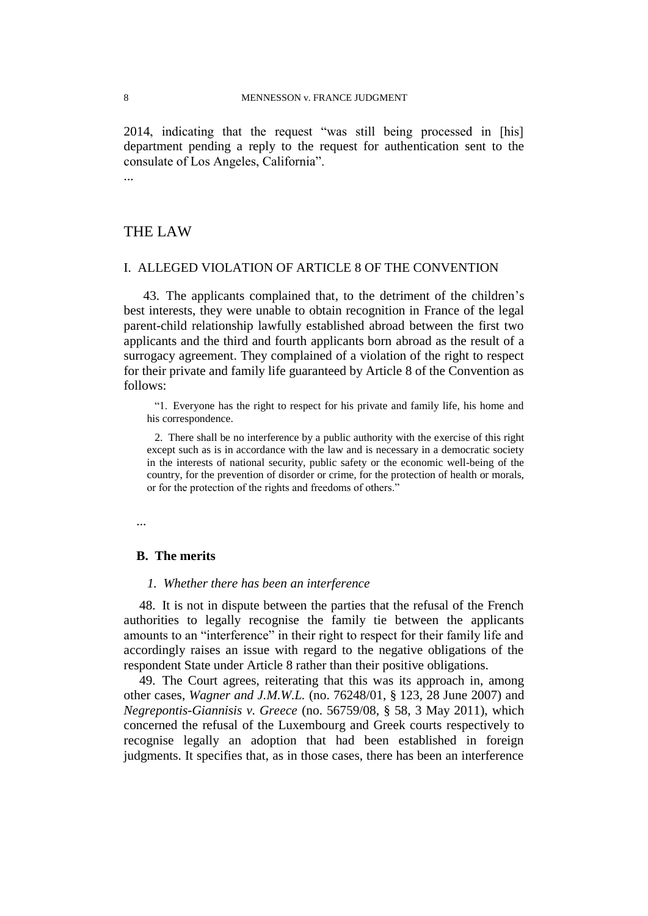2014, indicating that the request "was still being processed in [his] department pending a reply to the request for authentication sent to the consulate of Los Angeles, California".

...

# THE LAW

## I. ALLEGED VIOLATION OF ARTICLE 8 OF THE CONVENTION

43. The applicants complained that, to the detriment of the children's best interests, they were unable to obtain recognition in France of the legal parent-child relationship lawfully established abroad between the first two applicants and the third and fourth applicants born abroad as the result of a surrogacy agreement. They complained of a violation of the right to respect for their private and family life guaranteed by Article 8 of the Convention as follows:

> "1. Everyone has the right to respect for his private and family life, his home and his correspondence.
>
> 2. There shall be no interference by a public authority with the exercise of this right except such as is in accordance with the law and is necessary in a democratic society in the interests of national security, public safety or the economic well-being of the country, for the prevention of disorder or crime, for the protection of health or morals, or for the protection of the rights and freedoms of others."

...

### B. The merits

#### *1. Whether there has been an interference*

48. It is not in dispute between the parties that the refusal of the French authorities to legally recognise the family tie between the applicants amounts to an "interference" in their right to respect for their family life and accordingly raises an issue with regard to the negative obligations of the respondent State under Article 8 rather than their positive obligations.

49. The Court agrees, reiterating that this was its approach in, among other cases, *Wagner and J.M.W.L.* (no. 76248/01, § 123, 28 June 2007) and *Negrepontis-Giannisis v. Greece* (no. 56759/08, § 58, 3 May 2011), which concerned the refusal of the Luxembourg and Greek courts respectively to recognise legally an adoption that had been established in foreign judgments. It specifies that, as in those cases, there has been an interference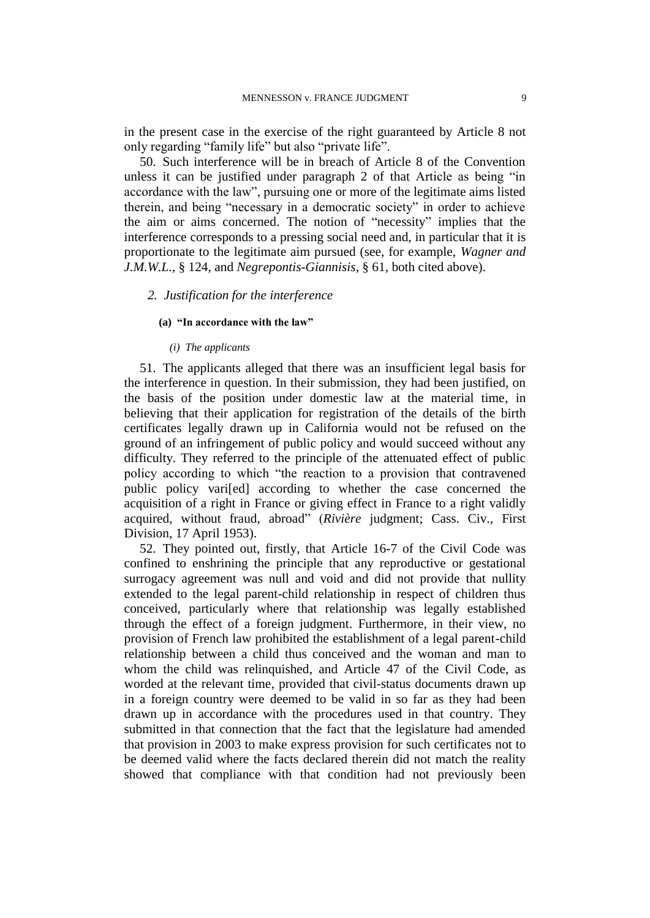in the present case in the exercise of the right guaranteed by Article 8 not only regarding "family life" but also "private life".

50. Such interference will be in breach of Article 8 of the Convention unless it can be justified under paragraph 2 of that Article as being "in accordance with the law", pursuing one or more of the legitimate aims listed therein, and being "necessary in a democratic society" in order to achieve the aim or aims concerned. The notion of "necessity" implies that the interference corresponds to a pressing social need and, in particular that it is proportionate to the legitimate aim pursued (see, for example, *Wagner and J.M.W.L.*, § 124, and *Negrepontis-Giannisis*, § 61, both cited above).

## *2. Justification for the interference*

### **(a) "In accordance with the law"**

#### *(i) The applicants*

51. The applicants alleged that there was an insufficient legal basis for the interference in question. In their submission, they had been justified, on the basis of the position under domestic law at the material time, in believing that their application for registration of the details of the birth certificates legally drawn up in California would not be refused on the ground of an infringement of public policy and would succeed without any difficulty. They referred to the principle of the attenuated effect of public policy according to which "the reaction to a provision that contravened public policy vari[ed] according to whether the case concerned the acquisition of a right in France or giving effect in France to a right validly acquired, without fraud, abroad" (***Rivière*** judgment; Cass. Civ., First Division, 17 April 1953).

52. They pointed out, firstly, that Article 16-7 of the Civil Code was confined to enshrining the principle that any reproductive or gestational surrogacy agreement was null and void and did not provide that nullity extended to the legal parent-child relationship in respect of children thus conceived, particularly where that relationship was legally established through the effect of a foreign judgment. Furthermore, in their view, no provision of French law prohibited the establishment of a legal parent-child relationship between a child thus conceived and the woman and man to whom the child was relinquished, and Article 47 of the Civil Code, as worded at the relevant time, provided that civil-status documents drawn up in a foreign country were deemed to be valid in so far as they had been drawn up in accordance with the procedures used in that country. They submitted in that connection that the fact that the legislature had amended that provision in 2003 to make express provision for such certificates not to be deemed valid where the facts declared therein did not match the reality showed that compliance with that condition had not previously been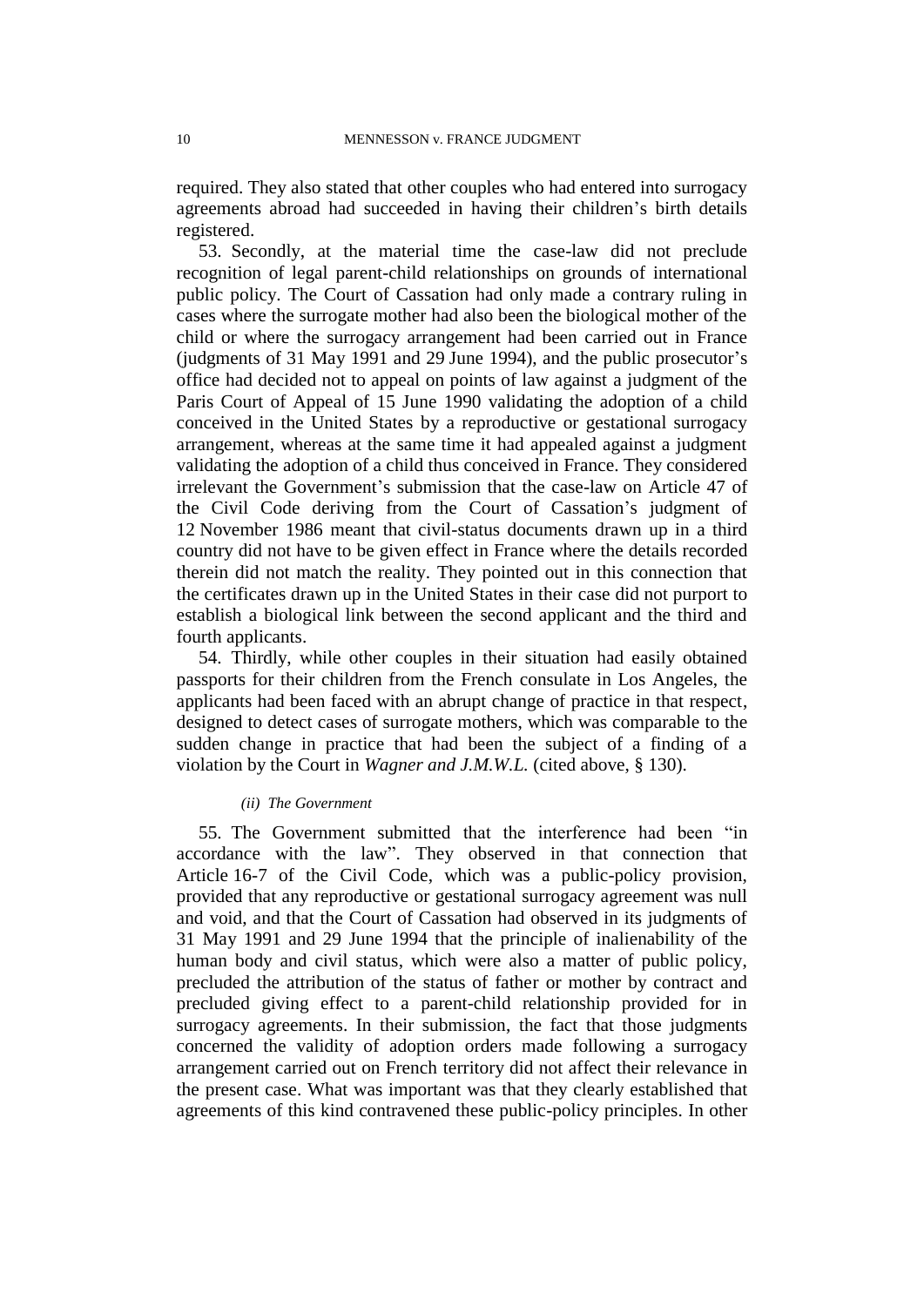required. They also stated that other couples who had entered into surrogacy agreements abroad had succeeded in having their children's birth details registered.

53. Secondly, at the material time the case-law did not preclude recognition of legal parent-child relationships on grounds of international public policy. The Court of Cassation had only made a contrary ruling in cases where the surrogate mother had also been the biological mother of the child or where the surrogacy arrangement had been carried out in France (judgments of 31 May 1991 and 29 June 1994), and the public prosecutor's office had decided not to appeal on points of law against a judgment of the Paris Court of Appeal of 15 June 1990 validating the adoption of a child conceived in the United States by a reproductive or gestational surrogacy arrangement, whereas at the same time it had appealed against a judgment validating the adoption of a child thus conceived in France. They considered irrelevant the Government's submission that the case-law on Article 47 of the Civil Code deriving from the Court of Cassation's judgment of 12 November 1986 meant that civil-status documents drawn up in a third country did not have to be given effect in France where the details recorded therein did not match the reality. They pointed out in this connection that the certificates drawn up in the United States in their case did not purport to establish a biological link between the second applicant and the third and fourth applicants.

54. Thirdly, while other couples in their situation had easily obtained passports for their children from the French consulate in Los Angeles, the applicants had been faced with an abrupt change of practice in that respect, designed to detect cases of surrogate mothers, which was comparable to the sudden change in practice that had been the subject of a finding of a violation by the Court in *Wagner and J.M.W.L.* (cited above, § 130).

##### *(ii) The Government*

55. The Government submitted that the interference had been "in accordance with the law". They observed in that connection that Article 16-7 of the Civil Code, which was a public-policy provision, provided that any reproductive or gestational surrogacy agreement was null and void, and that the Court of Cassation had observed in its judgments of 31 May 1991 and 29 June 1994 that the principle of inalienability of the human body and civil status, which were also a matter of public policy, precluded the attribution of the status of father or mother by contract and precluded giving effect to a parent-child relationship provided for in surrogacy agreements. In their submission, the fact that those judgments concerned the validity of adoption orders made following a surrogacy arrangement carried out on French territory did not affect their relevance in the present case. What was important was that they clearly established that agreements of this kind contravened these public-policy principles. In other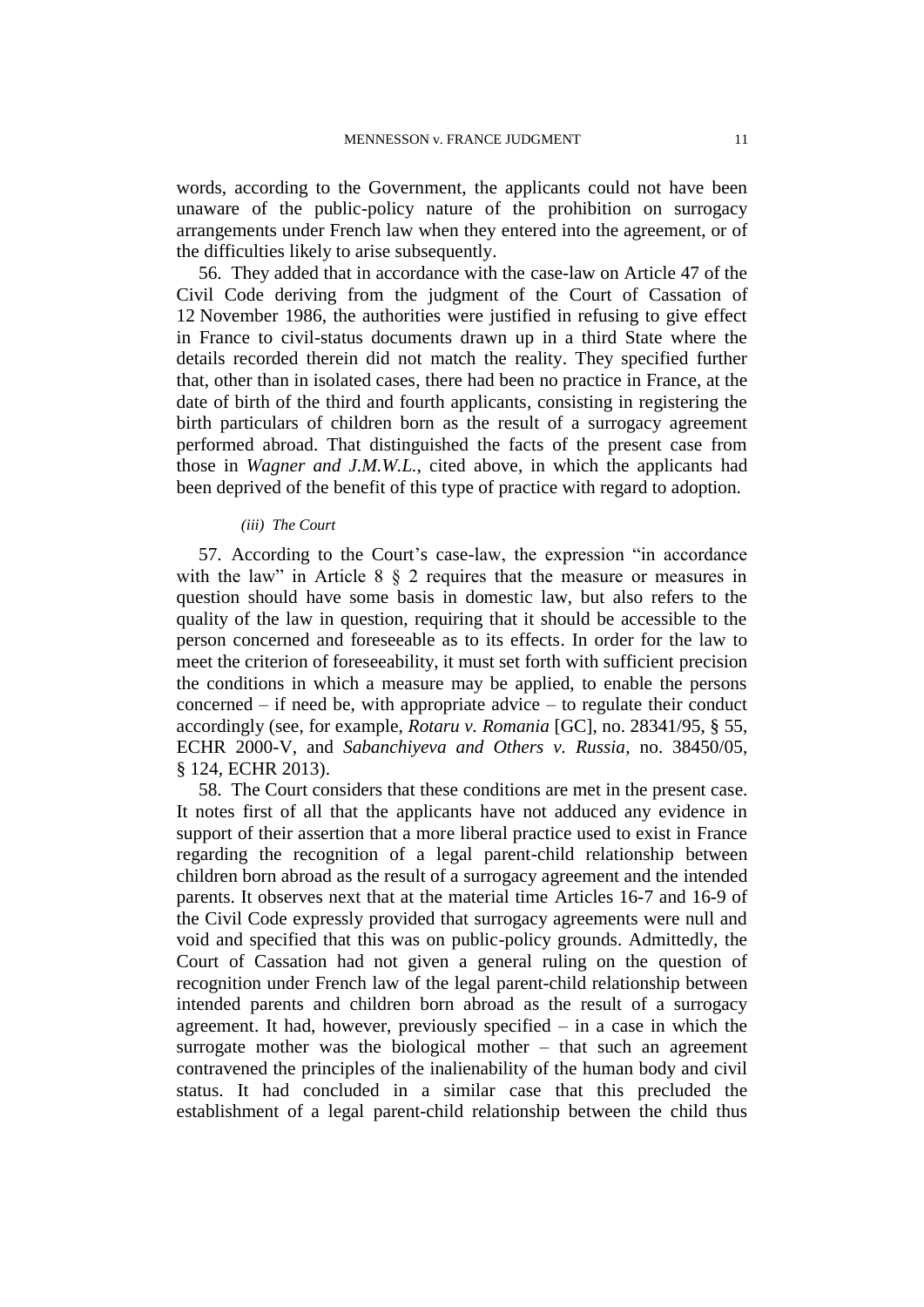words, according to the Government, the applicants could not have been unaware of the public-policy nature of the prohibition on surrogacy arrangements under French law when they entered into the agreement, or of the difficulties likely to arise subsequently.

56. They added that in accordance with the case-law on Article 47 of the Civil Code deriving from the judgment of the Court of Cassation of 12 November 1986, the authorities were justified in refusing to give effect in France to civil-status documents drawn up in a third State where the details recorded therein did not match the reality. They specified further that, other than in isolated cases, there had been no practice in France, at the date of birth of the third and fourth applicants, consisting in registering the birth particulars of children born as the result of a surrogacy agreement performed abroad. That distinguished the facts of the present case from those in *Wagner and J.M.W.L.*, cited above, in which the applicants had been deprived of the benefit of this type of practice with regard to adoption.

*(iii) The Court*

57. According to the Court's case-law, the expression "in accordance with the law" in Article 8 § 2 requires that the measure or measures in question should have some basis in domestic law, but also refers to the quality of the law in question, requiring that it should be accessible to the person concerned and foreseeable as to its effects. In order for the law to meet the criterion of foreseeability, it must set forth with sufficient precision the conditions in which a measure may be applied, to enable the persons concerned – if need be, with appropriate advice – to regulate their conduct accordingly (see, for example, *Rotaru v. Romania* [GC], no. 28341/95, § 55, ECHR 2000-V, and *Sabanchiyeva and Others v. Russia*, no. 38450/05, § 124, ECHR 2013).

58. The Court considers that these conditions are met in the present case. It notes first of all that the applicants have not adduced any evidence in support of their assertion that a more liberal practice used to exist in France regarding the recognition of a legal parent-child relationship between children born abroad as the result of a surrogacy agreement and the intended parents. It observes next that at the material time Articles 16-7 and 16-9 of the Civil Code expressly provided that surrogacy agreements were null and void and specified that this was on public-policy grounds. Admittedly, the Court of Cassation had not given a general ruling on the question of recognition under French law of the legal parent-child relationship between intended parents and children born abroad as the result of a surrogacy agreement. It had, however, previously specified – in a case in which the surrogate mother was the biological mother – that such an agreement contravened the principles of the inalienability of the human body and civil status. It had concluded in a similar case that this precluded the establishment of a legal parent-child relationship between the child thus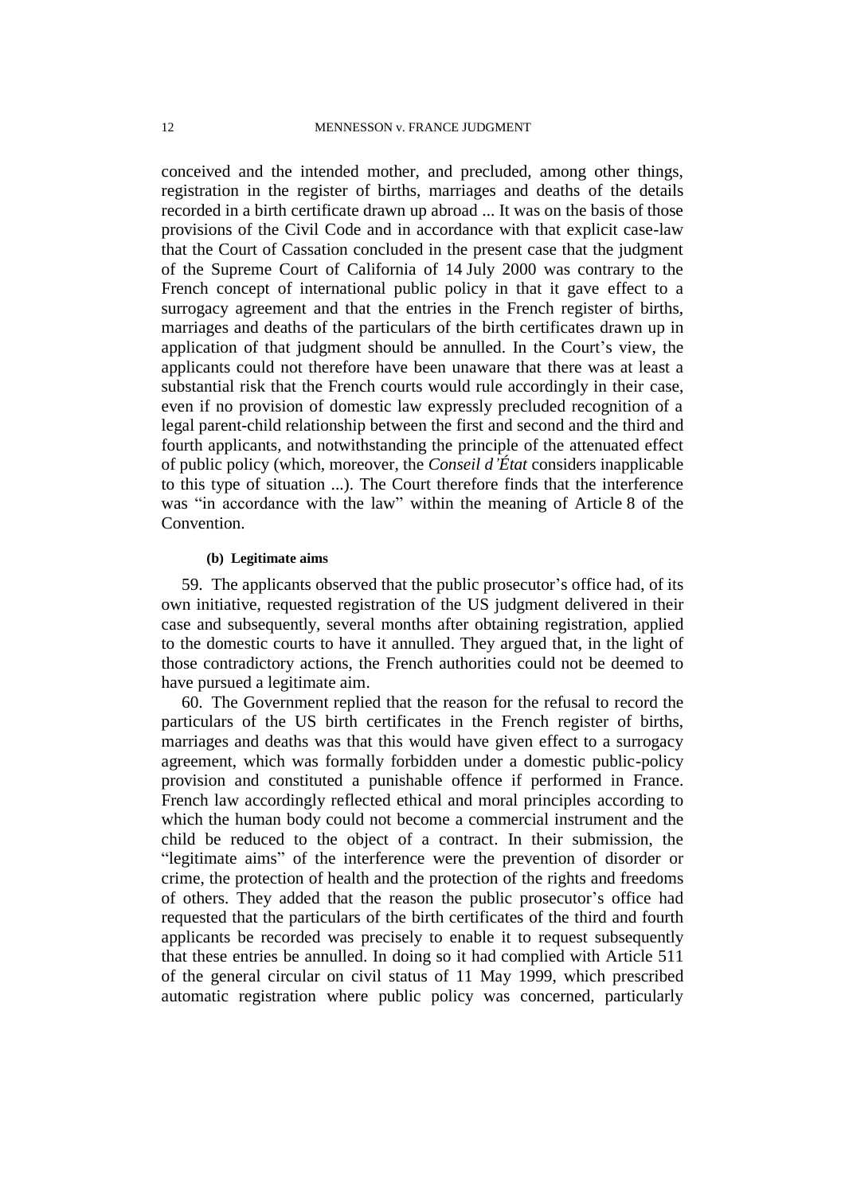conceived and the intended mother, and precluded, among other things, registration in the register of births, marriages and deaths of the details recorded in a birth certificate drawn up abroad ... It was on the basis of those provisions of the Civil Code and in accordance with that explicit case-law that the Court of Cassation concluded in the present case that the judgment of the Supreme Court of California of 14 July 2000 was contrary to the French concept of international public policy in that it gave effect to a surrogacy agreement and that the entries in the French register of births, marriages and deaths of the particulars of the birth certificates drawn up in application of that judgment should be annulled. In the Court's view, the applicants could not therefore have been unaware that there was at least a substantial risk that the French courts would rule accordingly in their case, even if no provision of domestic law expressly precluded recognition of a legal parent-child relationship between the first and second and the third and fourth applicants, and notwithstanding the principle of the attenuated effect of public policy (which, moreover, the *Conseil d'État* considers inapplicable to this type of situation ...). The Court therefore finds that the interference was "in accordance with the law" within the meaning of Article 8 of the Convention.

#### (b) Legitimate aims

59. The applicants observed that the public prosecutor's office had, of its own initiative, requested registration of the US judgment delivered in their case and subsequently, several months after obtaining registration, applied to the domestic courts to have it annulled. They argued that, in the light of those contradictory actions, the French authorities could not be deemed to have pursued a legitimate aim.

60. The Government replied that the reason for the refusal to record the particulars of the US birth certificates in the French register of births, marriages and deaths was that this would have given effect to a surrogacy agreement, which was formally forbidden under a domestic public-policy provision and constituted a punishable offence if performed in France. French law accordingly reflected ethical and moral principles according to which the human body could not become a commercial instrument and the child be reduced to the object of a contract. In their submission, the "legitimate aims" of the interference were the prevention of disorder or crime, the protection of health and the protection of the rights and freedoms of others. They added that the reason the public prosecutor's office had requested that the particulars of the birth certificates of the third and fourth applicants be recorded was precisely to enable it to request subsequently that these entries be annulled. In doing so it had complied with Article 511 of the general circular on civil status of 11 May 1999, which prescribed automatic registration where public policy was concerned, particularly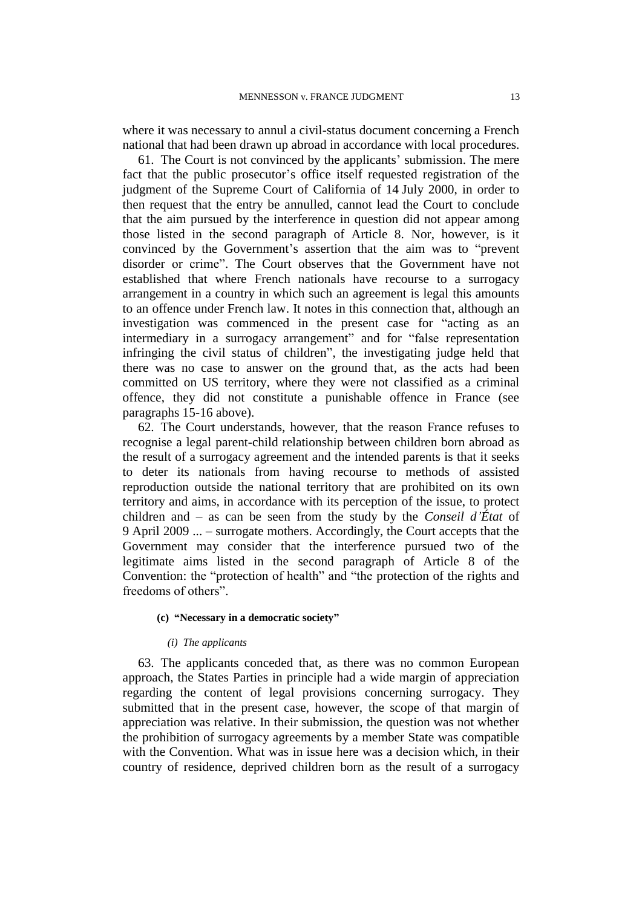where it was necessary to annul a civil-status document concerning a French national that had been drawn up abroad in accordance with local procedures.

61. The Court is not convinced by the applicants' submission. The mere fact that the public prosecutor's office itself requested registration of the judgment of the Supreme Court of California of 14 July 2000, in order to then request that the entry be annulled, cannot lead the Court to conclude that the aim pursued by the interference in question did not appear among those listed in the second paragraph of Article 8. Nor, however, is it convinced by the Government's assertion that the aim was to "prevent disorder or crime". The Court observes that the Government have not established that where French nationals have recourse to a surrogacy arrangement in a country in which such an agreement is legal this amounts to an offence under French law. It notes in this connection that, although an investigation was commenced in the present case for "acting as an intermediary in a surrogacy arrangement" and for "false representation infringing the civil status of children", the investigating judge held that there was no case to answer on the ground that, as the acts had been committed on US territory, where they were not classified as a criminal offence, they did not constitute a punishable offence in France (see paragraphs 15-16 above).

62. The Court understands, however, that the reason France refuses to recognise a legal parent-child relationship between children born abroad as the result of a surrogacy agreement and the intended parents is that it seeks to deter its nationals from having recourse to methods of assisted reproduction outside the national territory that are prohibited on its own territory and aims, in accordance with its perception of the issue, to protect children and – as can be seen from the study by the *Conseil d'État* of 9 April 2009 ... – surrogate mothers. Accordingly, the Court accepts that the Government may consider that the interference pursued two of the legitimate aims listed in the second paragraph of Article 8 of the Convention: the "protection of health" and "the protection of the rights and freedoms of others".

#### (c) "Necessary in a democratic society"

##### *(i) The applicants*

63. The applicants conceded that, as there was no common European approach, the States Parties in principle had a wide margin of appreciation regarding the content of legal provisions concerning surrogacy. They submitted that in the present case, however, the scope of that margin of appreciation was relative. In their submission, the question was not whether the prohibition of surrogacy agreements by a member State was compatible with the Convention. What was in issue here was a decision which, in their country of residence, deprived children born as the result of a surrogacy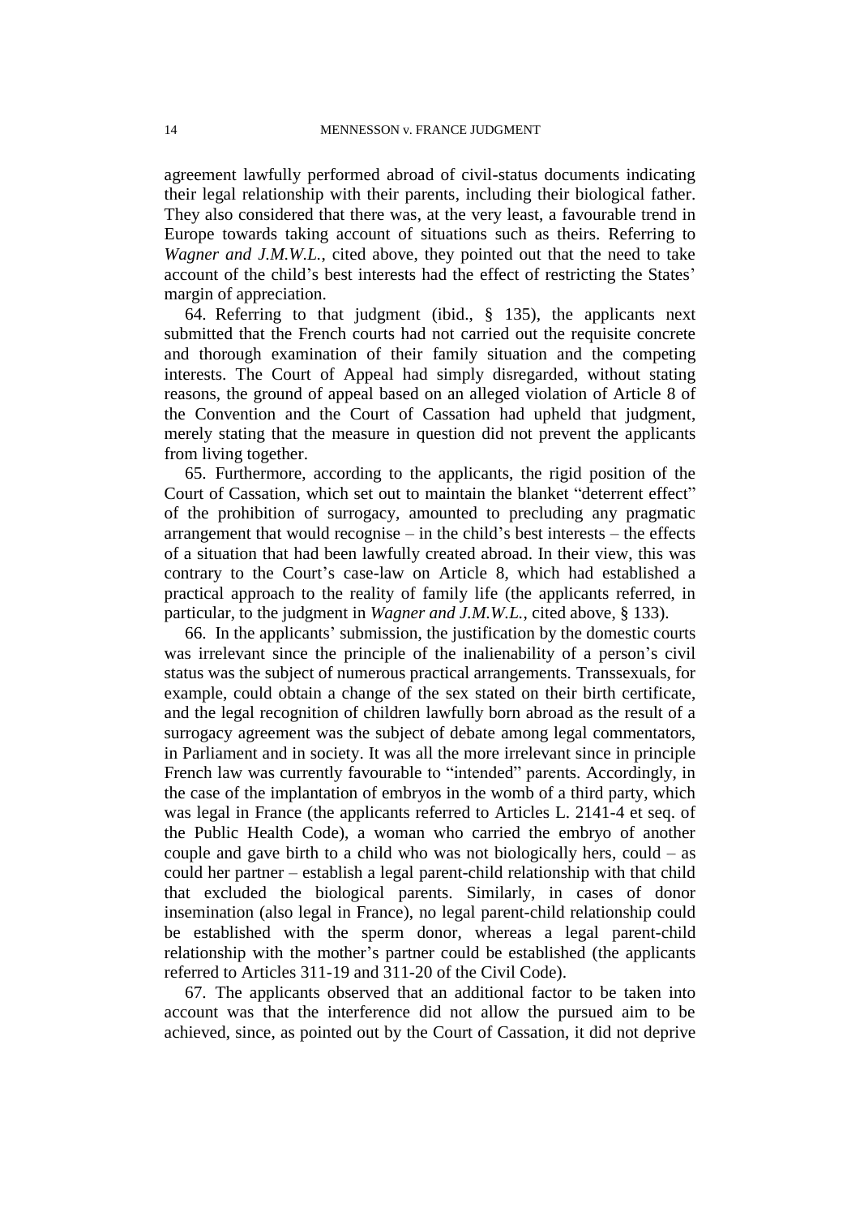agreement lawfully performed abroad of civil-status documents indicating their legal relationship with their parents, including their biological father. They also considered that there was, at the very least, a favourable trend in Europe towards taking account of situations such as theirs. Referring to *Wagner and J.M.W.L.*, cited above, they pointed out that the need to take account of the child's best interests had the effect of restricting the States' margin of appreciation.

64. Referring to that judgment (ibid., § 135), the applicants next submitted that the French courts had not carried out the requisite concrete and thorough examination of their family situation and the competing interests. The Court of Appeal had simply disregarded, without stating reasons, the ground of appeal based on an alleged violation of Article 8 of the Convention and the Court of Cassation had upheld that judgment, merely stating that the measure in question did not prevent the applicants from living together.

65. Furthermore, according to the applicants, the rigid position of the Court of Cassation, which set out to maintain the blanket "deterrent effect" of the prohibition of surrogacy, amounted to precluding any pragmatic arrangement that would recognise – in the child's best interests – the effects of a situation that had been lawfully created abroad. In their view, this was contrary to the Court's case-law on Article 8, which had established a practical approach to the reality of family life (the applicants referred, in particular, to the judgment in *Wagner and J.M.W.L.*, cited above, § 133).

66. In the applicants' submission, the justification by the domestic courts was irrelevant since the principle of the inalienability of a person's civil status was the subject of numerous practical arrangements. Transsexuals, for example, could obtain a change of the sex stated on their birth certificate, and the legal recognition of children lawfully born abroad as the result of a surrogacy agreement was the subject of debate among legal commentators, in Parliament and in society. It was all the more irrelevant since in principle French law was currently favourable to "intended" parents. Accordingly, in the case of the implantation of embryos in the womb of a third party, which was legal in France (the applicants referred to Articles L. 2141-4 et seq. of the Public Health Code), a woman who carried the embryo of another couple and gave birth to a child who was not biologically hers, could – as could her partner – establish a legal parent-child relationship with that child that excluded the biological parents. Similarly, in cases of donor insemination (also legal in France), no legal parent-child relationship could be established with the sperm donor, whereas a legal parent-child relationship with the mother's partner could be established (the applicants referred to Articles 311-19 and 311-20 of the Civil Code).

67. The applicants observed that an additional factor to be taken into account was that the interference did not allow the pursued aim to be achieved, since, as pointed out by the Court of Cassation, it did not deprive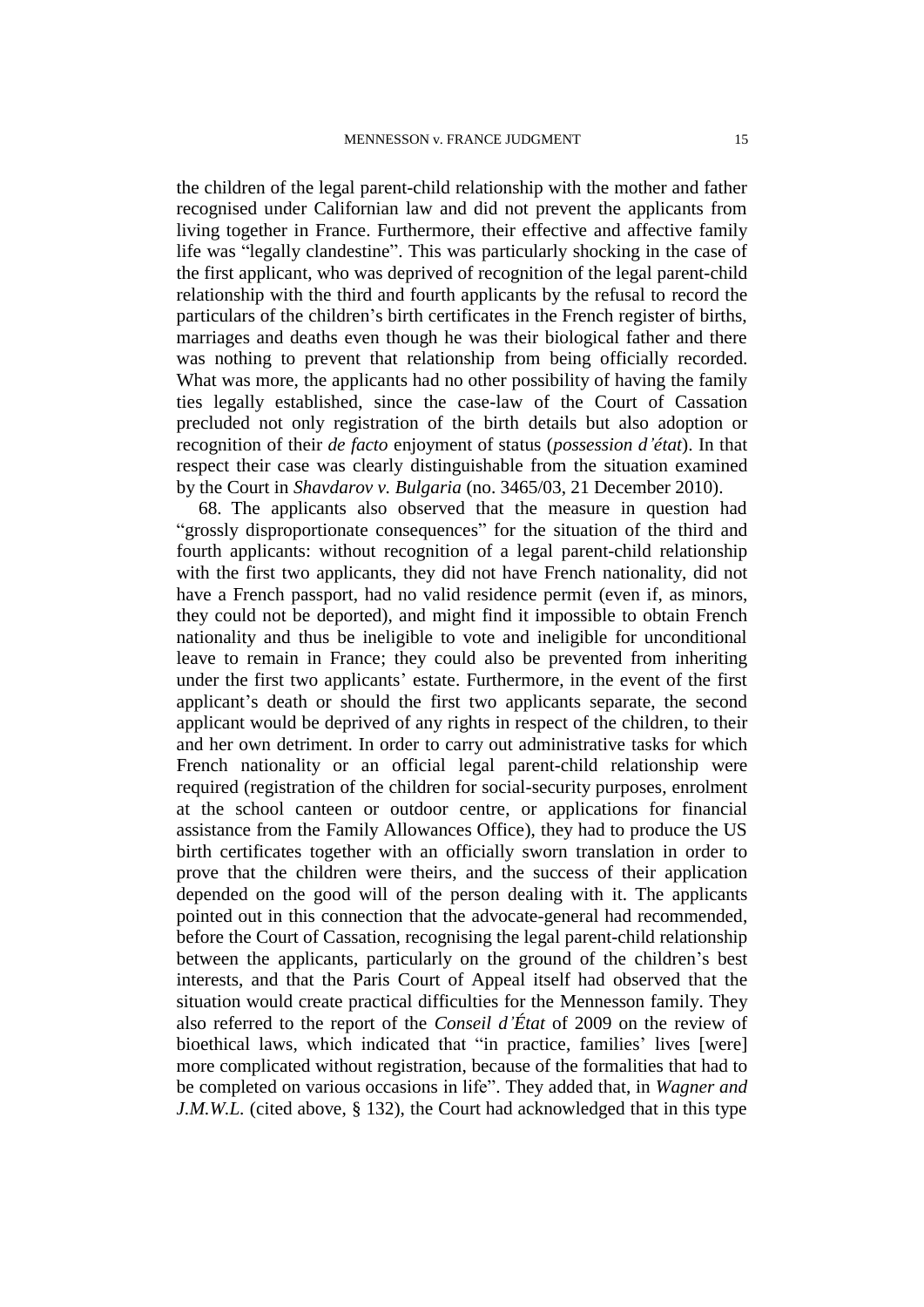the children of the legal parent-child relationship with the mother and father recognised under Californian law and did not prevent the applicants from living together in France. Furthermore, their effective and affective family life was "legally clandestine". This was particularly shocking in the case of the first applicant, who was deprived of recognition of the legal parent-child relationship with the third and fourth applicants by the refusal to record the particulars of the children's birth certificates in the French register of births, marriages and deaths even though he was their biological father and there was nothing to prevent that relationship from being officially recorded. What was more, the applicants had no other possibility of having the family ties legally established, since the case-law of the Court of Cassation precluded not only registration of the birth details but also adoption or recognition of their *de facto* enjoyment of status (*possession d'état*). In that respect their case was clearly distinguishable from the situation examined by the Court in *Shavdarov v. Bulgaria* (no. 3465/03, 21 December 2010).

68. The applicants also observed that the measure in question had "grossly disproportionate consequences" for the situation of the third and fourth applicants: without recognition of a legal parent-child relationship with the first two applicants, they did not have French nationality, did not have a French passport, had no valid residence permit (even if, as minors, they could not be deported), and might find it impossible to obtain French nationality and thus be ineligible to vote and ineligible for unconditional leave to remain in France; they could also be prevented from inheriting under the first two applicants' estate. Furthermore, in the event of the first applicant's death or should the first two applicants separate, the second applicant would be deprived of any rights in respect of the children, to their and her own detriment. In order to carry out administrative tasks for which French nationality or an official legal parent-child relationship were required (registration of the children for social-security purposes, enrolment at the school canteen or outdoor centre, or applications for financial assistance from the Family Allowances Office), they had to produce the US birth certificates together with an officially sworn translation in order to prove that the children were theirs, and the success of their application depended on the good will of the person dealing with it. The applicants pointed out in this connection that the advocate-general had recommended, before the Court of Cassation, recognising the legal parent-child relationship between the applicants, particularly on the ground of the children's best interests, and that the Paris Court of Appeal itself had observed that the situation would create practical difficulties for the Mennesson family. They also referred to the report of the *Conseil d'État* of 2009 on the review of bioethical laws, which indicated that "in practice, families' lives [were] more complicated without registration, because of the formalities that had to be completed on various occasions in life". They added that, in *Wagner and J.M.W.L.* (cited above, § 132), the Court had acknowledged that in this type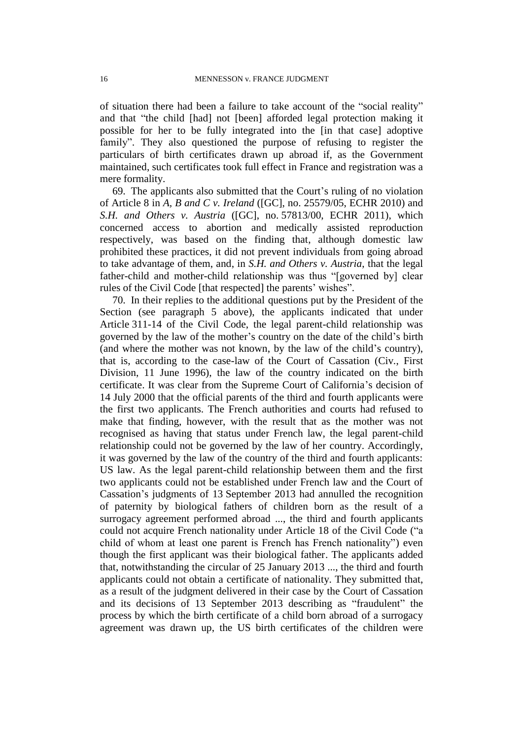of situation there had been a failure to take account of the "social reality" and that "the child [had] not [been] afforded legal protection making it possible for her to be fully integrated into the [in that case] adoptive family". They also questioned the purpose of refusing to register the particulars of birth certificates drawn up abroad if, as the Government maintained, such certificates took full effect in France and registration was a mere formality.

69. The applicants also submitted that the Court's ruling of no violation of Article 8 in *A, B and C v. Ireland* ([GC], no. 25579/05, ECHR 2010) and *S.H. and Others v. Austria* ([GC], no. 57813/00, ECHR 2011), which concerned access to abortion and medically assisted reproduction respectively, was based on the finding that, although domestic law prohibited these practices, it did not prevent individuals from going abroad to take advantage of them, and, in *S.H. and Others v. Austria*, that the legal father-child and mother-child relationship was thus "[governed by] clear rules of the Civil Code [that respected] the parents' wishes".

70. In their replies to the additional questions put by the President of the Section (see paragraph 5 above), the applicants indicated that under Article 311-14 of the Civil Code, the legal parent-child relationship was governed by the law of the mother's country on the date of the child's birth (and where the mother was not known, by the law of the child's country), that is, according to the case-law of the Court of Cassation (Civ., First Division, 11 June 1996), the law of the country indicated on the birth certificate. It was clear from the Supreme Court of California's decision of 14 July 2000 that the official parents of the third and fourth applicants were the first two applicants. The French authorities and courts had refused to make that finding, however, with the result that as the mother was not recognised as having that status under French law, the legal parent-child relationship could not be governed by the law of her country. Accordingly, it was governed by the law of the country of the third and fourth applicants: US law. As the legal parent-child relationship between them and the first two applicants could not be established under French law and the Court of Cassation's judgments of 13 September 2013 had annulled the recognition of paternity by biological fathers of children born as the result of a surrogacy agreement performed abroad ..., the third and fourth applicants could not acquire French nationality under Article 18 of the Civil Code ("a child of whom at least one parent is French has French nationality") even though the first applicant was their biological father. The applicants added that, notwithstanding the circular of 25 January 2013 ..., the third and fourth applicants could not obtain a certificate of nationality. They submitted that, as a result of the judgment delivered in their case by the Court of Cassation and its decisions of 13 September 2013 describing as "fraudulent" the process by which the birth certificate of a child born abroad of a surrogacy agreement was drawn up, the US birth certificates of the children were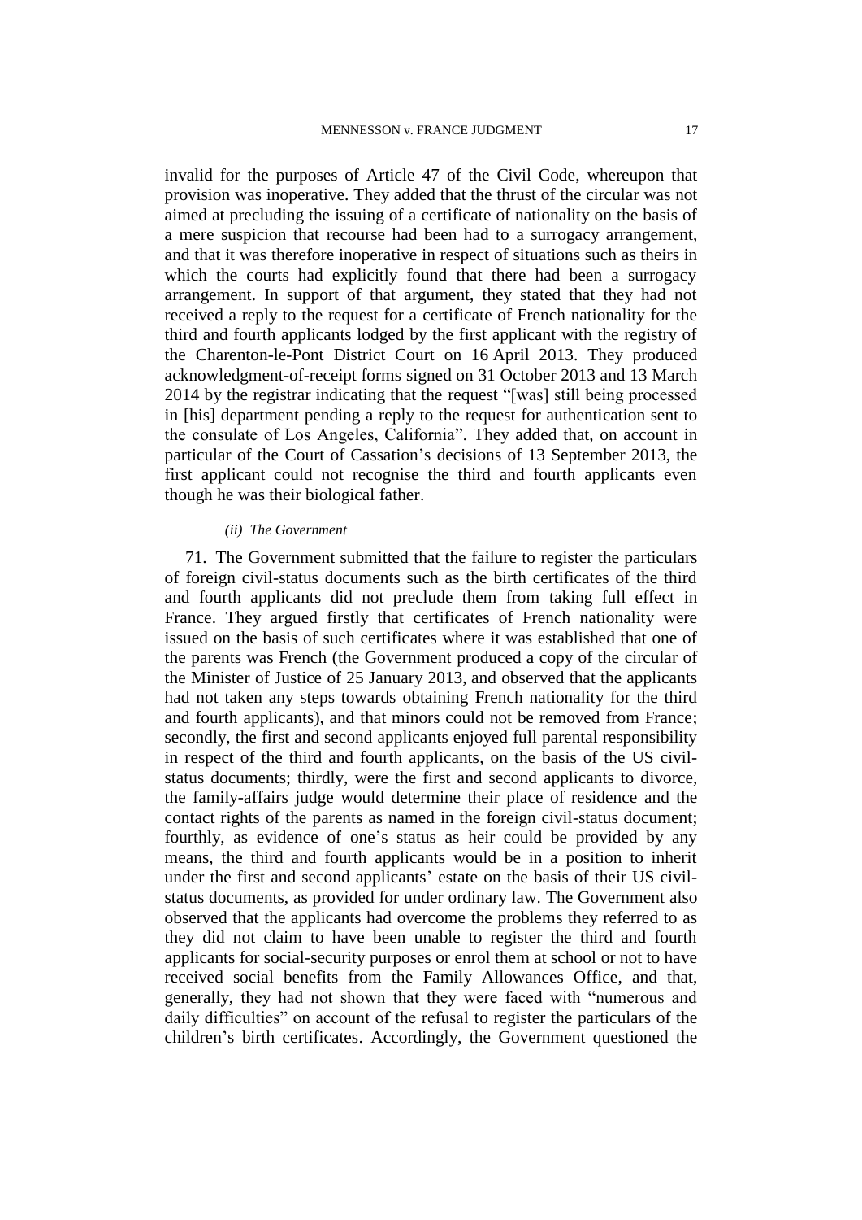invalid for the purposes of Article 47 of the Civil Code, whereupon that provision was inoperative. They added that the thrust of the circular was not aimed at precluding the issuing of a certificate of nationality on the basis of a mere suspicion that recourse had been had to a surrogacy arrangement, and that it was therefore inoperative in respect of situations such as theirs in which the courts had explicitly found that there had been a surrogacy arrangement. In support of that argument, they stated that they had not received a reply to the request for a certificate of French nationality for the third and fourth applicants lodged by the first applicant with the registry of the Charenton-le-Pont District Court on 16 April 2013. They produced acknowledgment-of-receipt forms signed on 31 October 2013 and 13 March 2014 by the registrar indicating that the request "[was] still being processed in [his] department pending a reply to the request for authentication sent to the consulate of Los Angeles, California". They added that, on account in particular of the Court of Cassation's decisions of 13 September 2013, the first applicant could not recognise the third and fourth applicants even though he was their biological father.

*(ii) The Government*

71. The Government submitted that the failure to register the particulars of foreign civil-status documents such as the birth certificates of the third and fourth applicants did not preclude them from taking full effect in France. They argued firstly that certificates of French nationality were issued on the basis of such certificates where it was established that one of the parents was French (the Government produced a copy of the circular of the Minister of Justice of 25 January 2013, and observed that the applicants had not taken any steps towards obtaining French nationality for the third and fourth applicants), and that minors could not be removed from France; secondly, the first and second applicants enjoyed full parental responsibility in respect of the third and fourth applicants, on the basis of the US civil-status documents; thirdly, were the first and second applicants to divorce, the family-affairs judge would determine their place of residence and the contact rights of the parents as named in the foreign civil-status document; fourthly, as evidence of one's status as heir could be provided by any means, the third and fourth applicants would be in a position to inherit under the first and second applicants' estate on the basis of their US civil-status documents, as provided for under ordinary law. The Government also observed that the applicants had overcome the problems they referred to as they did not claim to have been unable to register the third and fourth applicants for social-security purposes or enrol them at school or not to have received social benefits from the Family Allowances Office, and that, generally, they had not shown that they were faced with "numerous and daily difficulties" on account of the refusal to register the particulars of the children's birth certificates. Accordingly, the Government questioned the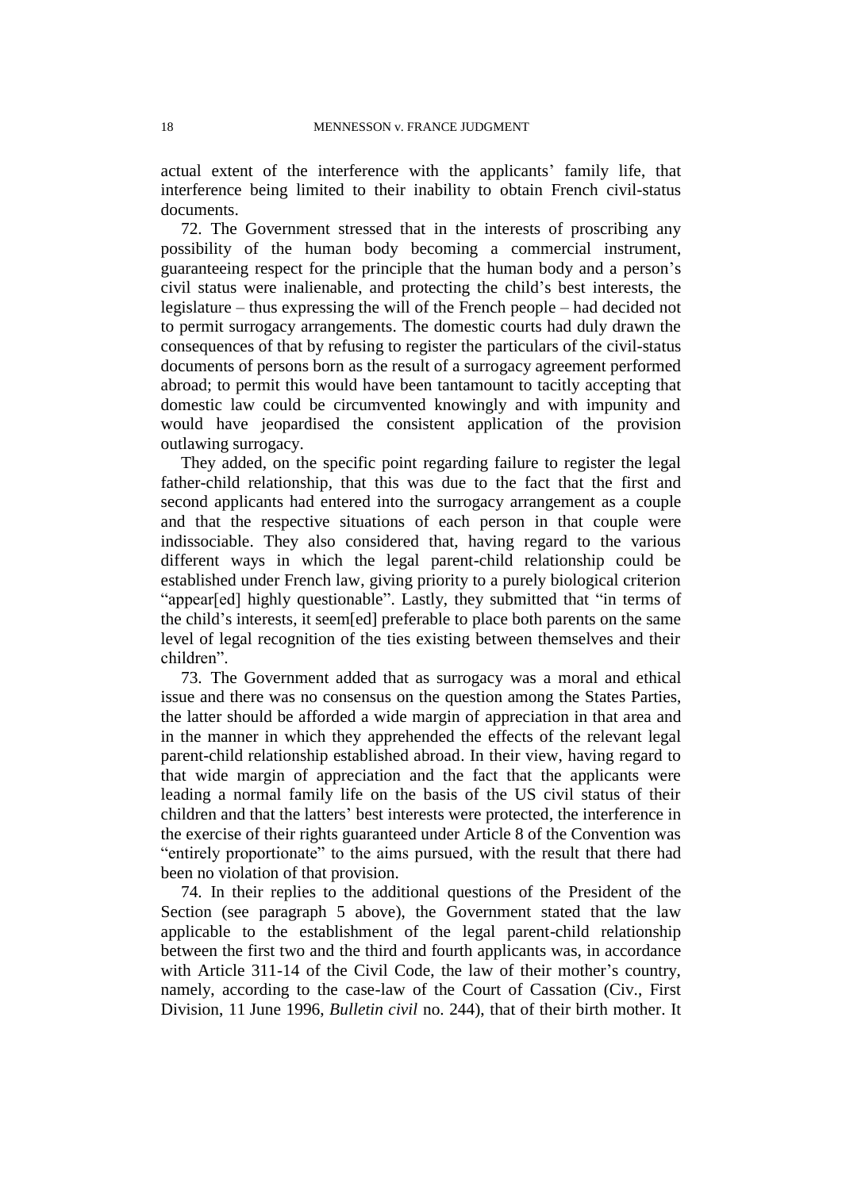actual extent of the interference with the applicants' family life, that interference being limited to their inability to obtain French civil-status documents.

72. The Government stressed that in the interests of proscribing any possibility of the human body becoming a commercial instrument, guaranteeing respect for the principle that the human body and a person's civil status were inalienable, and protecting the child's best interests, the legislature – thus expressing the will of the French people – had decided not to permit surrogacy arrangements. The domestic courts had duly drawn the consequences of that by refusing to register the particulars of the civil-status documents of persons born as the result of a surrogacy agreement performed abroad; to permit this would have been tantamount to tacitly accepting that domestic law could be circumvented knowingly and with impunity and would have jeopardised the consistent application of the provision outlawing surrogacy.

They added, on the specific point regarding failure to register the legal father-child relationship, that this was due to the fact that the first and second applicants had entered into the surrogacy arrangement as a couple and that the respective situations of each person in that couple were indissociable. They also considered that, having regard to the various different ways in which the legal parent-child relationship could be established under French law, giving priority to a purely biological criterion "appear[ed] highly questionable". Lastly, they submitted that "in terms of the child's interests, it seem[ed] preferable to place both parents on the same level of legal recognition of the ties existing between themselves and their children".

73. The Government added that as surrogacy was a moral and ethical issue and there was no consensus on the question among the States Parties, the latter should be afforded a wide margin of appreciation in that area and in the manner in which they apprehended the effects of the relevant legal parent-child relationship established abroad. In their view, having regard to that wide margin of appreciation and the fact that the applicants were leading a normal family life on the basis of the US civil status of their children and that the latters' best interests were protected, the interference in the exercise of their rights guaranteed under Article 8 of the Convention was "entirely proportionate" to the aims pursued, with the result that there had been no violation of that provision.

74. In their replies to the additional questions of the President of the Section (see paragraph 5 above), the Government stated that the law applicable to the establishment of the legal parent-child relationship between the first two and the third and fourth applicants was, in accordance with Article 311-14 of the Civil Code, the law of their mother's country, namely, according to the case-law of the Court of Cassation (Civ., First Division, 11 June 1996, *Bulletin civil* no. 244), that of their birth mother. It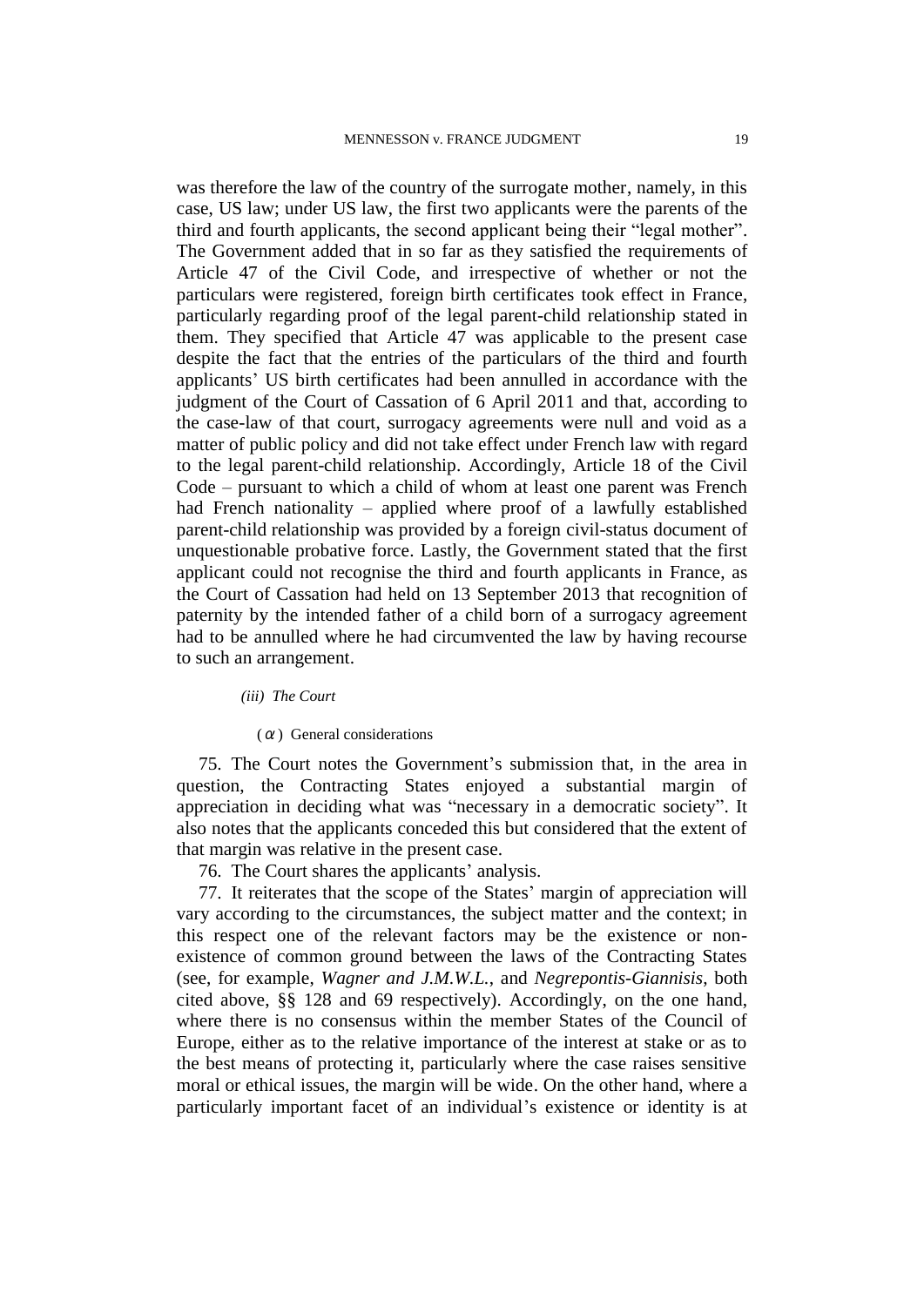was therefore the law of the country of the surrogate mother, namely, in this case, US law; under US law, the first two applicants were the parents of the third and fourth applicants, the second applicant being their "legal mother". The Government added that in so far as they satisfied the requirements of Article 47 of the Civil Code, and irrespective of whether or not the particulars were registered, foreign birth certificates took effect in France, particularly regarding proof of the legal parent-child relationship stated in them. They specified that Article 47 was applicable to the present case despite the fact that the entries of the particulars of the third and fourth applicants' US birth certificates had been annulled in accordance with the judgment of the Court of Cassation of 6 April 2011 and that, according to the case-law of that court, surrogacy agreements were null and void as a matter of public policy and did not take effect under French law with regard to the legal parent-child relationship. Accordingly, Article 18 of the Civil Code – pursuant to which a child of whom at least one parent was French had French nationality – applied where proof of a lawfully established parent-child relationship was provided by a foreign civil-status document of unquestionable probative force. Lastly, the Government stated that the first applicant could not recognise the third and fourth applicants in France, as the Court of Cassation had held on 13 September 2013 that recognition of paternity by the intended father of a child born of a surrogacy agreement had to be annulled where he had circumvented the law by having recourse to such an arrangement.

*(iii) The Court*

(α) General considerations

75. The Court notes the Government's submission that, in the area in question, the Contracting States enjoyed a substantial margin of appreciation in deciding what was "necessary in a democratic society". It also notes that the applicants conceded this but considered that the extent of that margin was relative in the present case.

76. The Court shares the applicants' analysis.

77. It reiterates that the scope of the States' margin of appreciation will vary according to the circumstances, the subject matter and the context; in this respect one of the relevant factors may be the existence or non-existence of common ground between the laws of the Contracting States (see, for example, *Wagner and J.M.W.L.*, and *Negrepontis-Giannisis*, both cited above, §§ 128 and 69 respectively). Accordingly, on the one hand, where there is no consensus within the member States of the Council of Europe, either as to the relative importance of the interest at stake or as to the best means of protecting it, particularly where the case raises sensitive moral or ethical issues, the margin will be wide. On the other hand, where a particularly important facet of an individual's existence or identity is at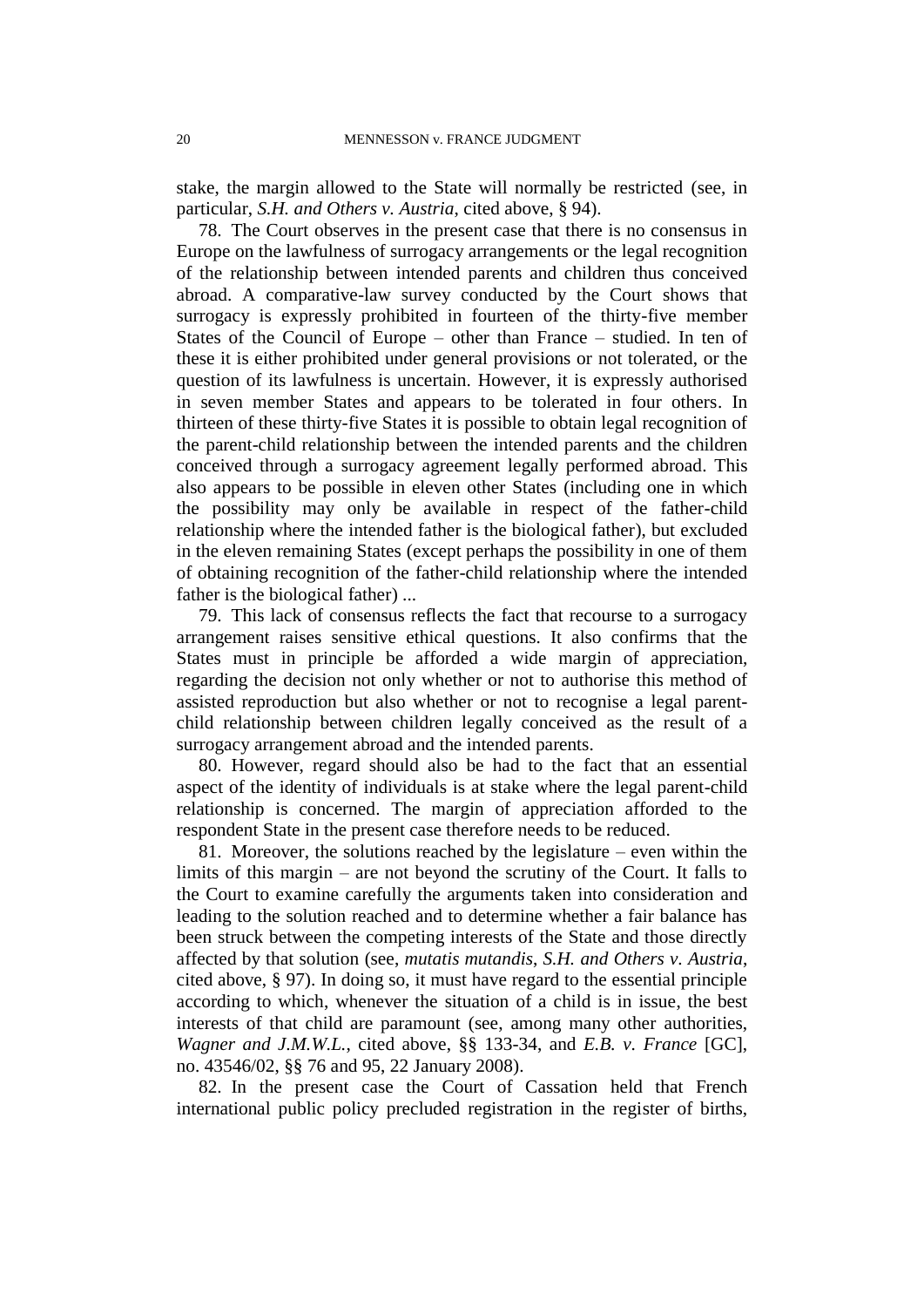stake, the margin allowed to the State will normally be restricted (see, in particular, *S.H. and Others v. Austria*, cited above, § 94).

78. The Court observes in the present case that there is no consensus in Europe on the lawfulness of surrogacy arrangements or the legal recognition of the relationship between intended parents and children thus conceived abroad. A comparative-law survey conducted by the Court shows that surrogacy is expressly prohibited in fourteen of the thirty-five member States of the Council of Europe – other than France – studied. In ten of these it is either prohibited under general provisions or not tolerated, or the question of its lawfulness is uncertain. However, it is expressly authorised in seven member States and appears to be tolerated in four others. In thirteen of these thirty-five States it is possible to obtain legal recognition of the parent-child relationship between the intended parents and the children conceived through a surrogacy agreement legally performed abroad. This also appears to be possible in eleven other States (including one in which the possibility may only be available in respect of the father-child relationship where the intended father is the biological father), but excluded in the eleven remaining States (except perhaps the possibility in one of them of obtaining recognition of the father-child relationship where the intended father is the biological father) ...

79. This lack of consensus reflects the fact that recourse to a surrogacy arrangement raises sensitive ethical questions. It also confirms that the States must in principle be afforded a wide margin of appreciation, regarding the decision not only whether or not to authorise this method of assisted reproduction but also whether or not to recognise a legal parent-child relationship between children legally conceived as the result of a surrogacy arrangement abroad and the intended parents.

80. However, regard should also be had to the fact that an essential aspect of the identity of individuals is at stake where the legal parent-child relationship is concerned. The margin of appreciation afforded to the respondent State in the present case therefore needs to be reduced.

81. Moreover, the solutions reached by the legislature – even within the limits of this margin – are not beyond the scrutiny of the Court. It falls to the Court to examine carefully the arguments taken into consideration and leading to the solution reached and to determine whether a fair balance has been struck between the competing interests of the State and those directly affected by that solution (see, *mutatis mutandis*, *S.H. and Others v. Austria*, cited above, § 97). In doing so, it must have regard to the essential principle according to which, whenever the situation of a child is in issue, the best interests of that child are paramount (see, among many other authorities, *Wagner and J.M.W.L.*, cited above, §§ 133-34, and *E.B. v. France* [GC], no. 43546/02, §§ 76 and 95, 22 January 2008).

82. In the present case the Court of Cassation held that French international public policy precluded registration in the register of births,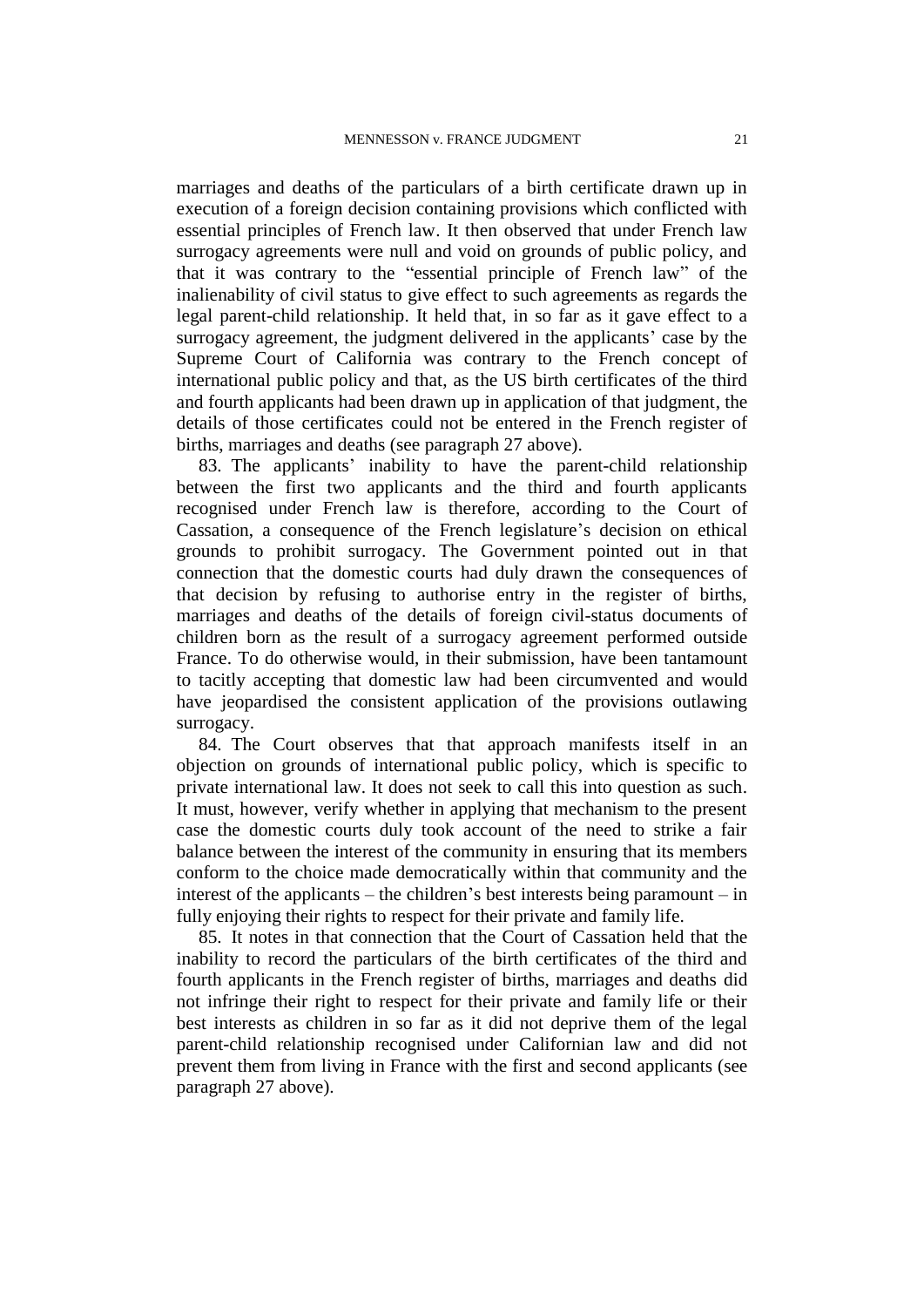marriages and deaths of the particulars of a birth certificate drawn up in execution of a foreign decision containing provisions which conflicted with essential principles of French law. It then observed that under French law surrogacy agreements were null and void on grounds of public policy, and that it was contrary to the "essential principle of French law" of the inalienability of civil status to give effect to such agreements as regards the legal parent-child relationship. It held that, in so far as it gave effect to a surrogacy agreement, the judgment delivered in the applicants' case by the Supreme Court of California was contrary to the French concept of international public policy and that, as the US birth certificates of the third and fourth applicants had been drawn up in application of that judgment, the details of those certificates could not be entered in the French register of births, marriages and deaths (see paragraph 27 above).

83. The applicants' inability to have the parent-child relationship between the first two applicants and the third and fourth applicants recognised under French law is therefore, according to the Court of Cassation, a consequence of the French legislature's decision on ethical grounds to prohibit surrogacy. The Government pointed out in that connection that the domestic courts had duly drawn the consequences of that decision by refusing to authorise entry in the register of births, marriages and deaths of the details of foreign civil-status documents of children born as the result of a surrogacy agreement performed outside France. To do otherwise would, in their submission, have been tantamount to tacitly accepting that domestic law had been circumvented and would have jeopardised the consistent application of the provisions outlawing surrogacy.

84. The Court observes that that approach manifests itself in an objection on grounds of international public policy, which is specific to private international law. It does not seek to call this into question as such. It must, however, verify whether in applying that mechanism to the present case the domestic courts duly took account of the need to strike a fair balance between the interest of the community in ensuring that its members conform to the choice made democratically within that community and the interest of the applicants – the children's best interests being paramount – in fully enjoying their rights to respect for their private and family life.

85. It notes in that connection that the Court of Cassation held that the inability to record the particulars of the birth certificates of the third and fourth applicants in the French register of births, marriages and deaths did not infringe their right to respect for their private and family life or their best interests as children in so far as it did not deprive them of the legal parent-child relationship recognised under Californian law and did not prevent them from living in France with the first and second applicants (see paragraph 27 above).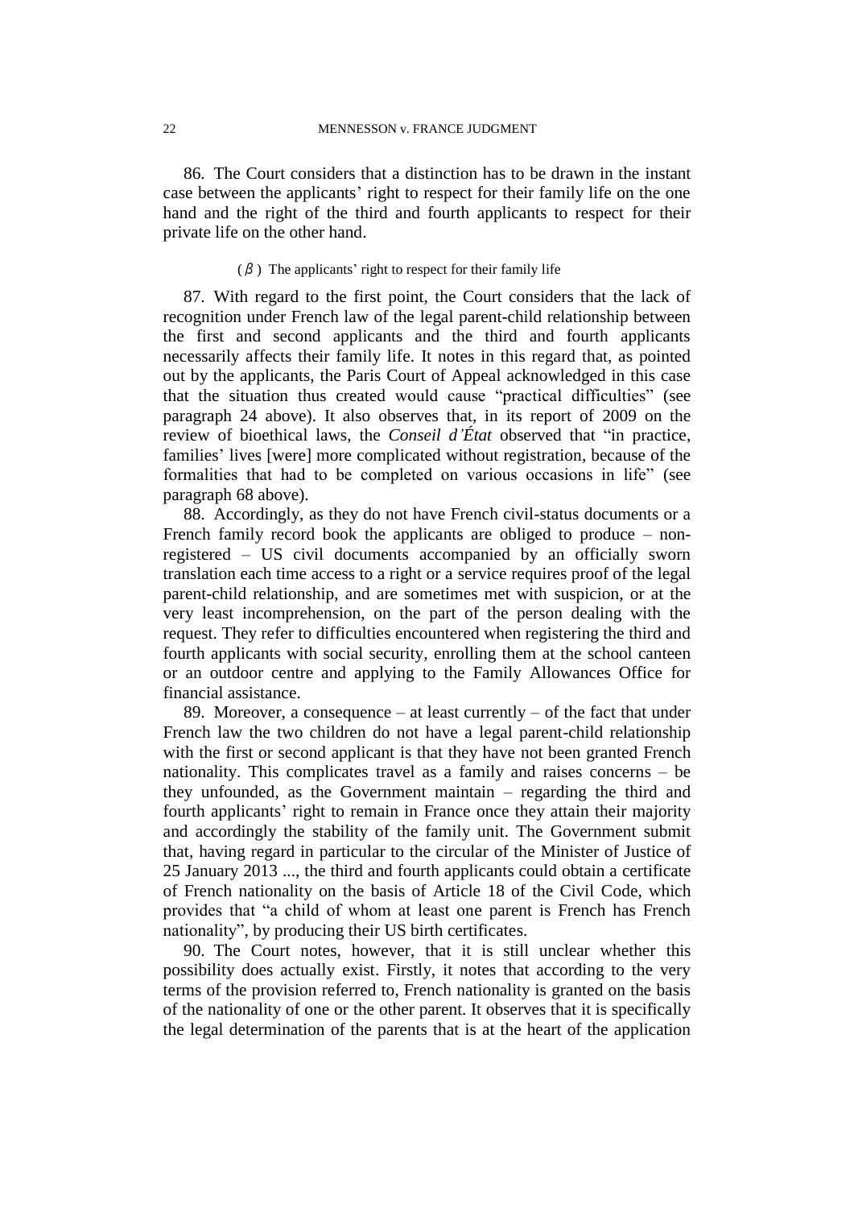86. The Court considers that a distinction has to be drawn in the instant case between the applicants' right to respect for their family life on the one hand and the right of the third and fourth applicants to respect for their private life on the other hand.

#### (β) The applicants' right to respect for their family life

87. With regard to the first point, the Court considers that the lack of recognition under French law of the legal parent-child relationship between the first and second applicants and the third and fourth applicants necessarily affects their family life. It notes in this regard that, as pointed out by the applicants, the Paris Court of Appeal acknowledged in this case that the situation thus created would cause "practical difficulties" (see paragraph 24 above). It also observes that, in its report of 2009 on the review of bioethical laws, the *Conseil d'État* observed that "in practice, families' lives [were] more complicated without registration, because of the formalities that had to be completed on various occasions in life" (see paragraph 68 above).

88. Accordingly, as they do not have French civil-status documents or a French family record book the applicants are obliged to produce – non-registered – US civil documents accompanied by an officially sworn translation each time access to a right or a service requires proof of the legal parent-child relationship, and are sometimes met with suspicion, or at the very least incomprehension, on the part of the person dealing with the request. They refer to difficulties encountered when registering the third and fourth applicants with social security, enrolling them at the school canteen or an outdoor centre and applying to the Family Allowances Office for financial assistance.

89. Moreover, a consequence – at least currently – of the fact that under French law the two children do not have a legal parent-child relationship with the first or second applicant is that they have not been granted French nationality. This complicates travel as a family and raises concerns – be they unfounded, as the Government maintain – regarding the third and fourth applicants' right to remain in France once they attain their majority and accordingly the stability of the family unit. The Government submit that, having regard in particular to the circular of the Minister of Justice of 25 January 2013 ..., the third and fourth applicants could obtain a certificate of French nationality on the basis of Article 18 of the Civil Code, which provides that "a child of whom at least one parent is French has French nationality", by producing their US birth certificates.

90. The Court notes, however, that it is still unclear whether this possibility does actually exist. Firstly, it notes that according to the very terms of the provision referred to, French nationality is granted on the basis of the nationality of one or the other parent. It observes that it is specifically the legal determination of the parents that is at the heart of the application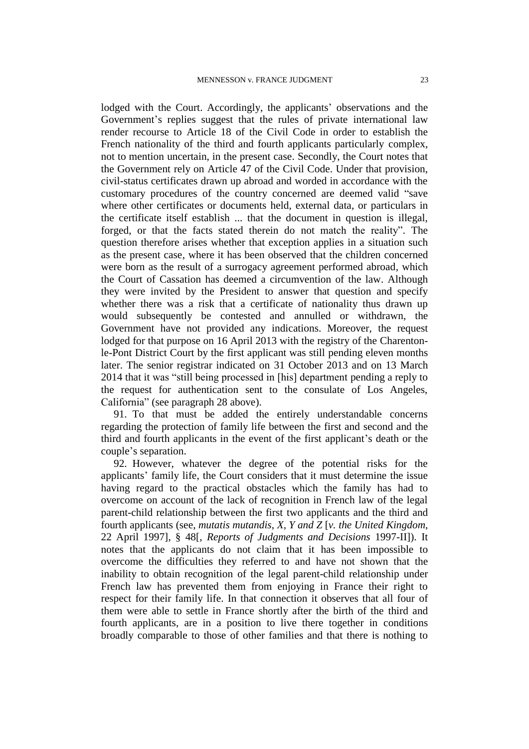lodged with the Court. Accordingly, the applicants' observations and the Government's replies suggest that the rules of private international law render recourse to Article 18 of the Civil Code in order to establish the French nationality of the third and fourth applicants particularly complex, not to mention uncertain, in the present case. Secondly, the Court notes that the Government rely on Article 47 of the Civil Code. Under that provision, civil-status certificates drawn up abroad and worded in accordance with the customary procedures of the country concerned are deemed valid "save where other certificates or documents held, external data, or particulars in the certificate itself establish ... that the document in question is illegal, forged, or that the facts stated therein do not match the reality". The question therefore arises whether that exception applies in a situation such as the present case, where it has been observed that the children concerned were born as the result of a surrogacy agreement performed abroad, which the Court of Cassation has deemed a circumvention of the law. Although they were invited by the President to answer that question and specify whether there was a risk that a certificate of nationality thus drawn up would subsequently be contested and annulled or withdrawn, the Government have not provided any indications. Moreover, the request lodged for that purpose on 16 April 2013 with the registry of the Charenton-le-Pont District Court by the first applicant was still pending eleven months later. The senior registrar indicated on 31 October 2013 and on 13 March 2014 that it was "still being processed in [his] department pending a reply to the request for authentication sent to the consulate of Los Angeles, California" (see paragraph 28 above).

91. To that must be added the entirely understandable concerns regarding the protection of family life between the first and second and the third and fourth applicants in the event of the first applicant's death or the couple's separation.

92. However, whatever the degree of the potential risks for the applicants' family life, the Court considers that it must determine the issue having regard to the practical obstacles which the family has had to overcome on account of the lack of recognition in French law of the legal parent-child relationship between the first two applicants and the third and fourth applicants (see, *mutatis mutandis*, *X, Y and Z* [*v. the United Kingdom*, 22 April 1997], § 48[, *Reports of Judgments and Decisions* 1997-II]). It notes that the applicants do not claim that it has been impossible to overcome the difficulties they referred to and have not shown that the inability to obtain recognition of the legal parent-child relationship under French law has prevented them from enjoying in France their right to respect for their family life. In that connection it observes that all four of them were able to settle in France shortly after the birth of the third and fourth applicants, are in a position to live there together in conditions broadly comparable to those of other families and that there is nothing to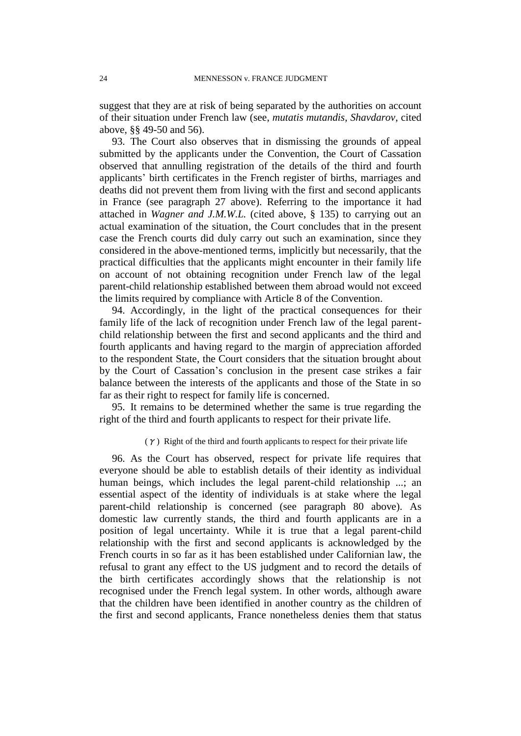suggest that they are at risk of being separated by the authorities on account of their situation under French law (see, *mutatis mutandis*, *Shavdarov*, cited above, §§ 49-50 and 56).

93. The Court also observes that in dismissing the grounds of appeal submitted by the applicants under the Convention, the Court of Cassation observed that annulling registration of the details of the third and fourth applicants' birth certificates in the French register of births, marriages and deaths did not prevent them from living with the first and second applicants in France (see paragraph 27 above). Referring to the importance it had attached in *Wagner and J.M.W.L.* (cited above, § 135) to carrying out an actual examination of the situation, the Court concludes that in the present case the French courts did duly carry out such an examination, since they considered in the above-mentioned terms, implicitly but necessarily, that the practical difficulties that the applicants might encounter in their family life on account of not obtaining recognition under French law of the legal parent-child relationship established between them abroad would not exceed the limits required by compliance with Article 8 of the Convention.

94. Accordingly, in the light of the practical consequences for their family life of the lack of recognition under French law of the legal parent-child relationship between the first and second applicants and the third and fourth applicants and having regard to the margin of appreciation afforded to the respondent State, the Court considers that the situation brought about by the Court of Cassation's conclusion in the present case strikes a fair balance between the interests of the applicants and those of the State in so far as their right to respect for family life is concerned.

95. It remains to be determined whether the same is true regarding the right of the third and fourth applicants to respect for their private life.

(γ) Right of the third and fourth applicants to respect for their private life

96. As the Court has observed, respect for private life requires that everyone should be able to establish details of their identity as individual human beings, which includes the legal parent-child relationship ...; an essential aspect of the identity of individuals is at stake where the legal parent-child relationship is concerned (see paragraph 80 above). As domestic law currently stands, the third and fourth applicants are in a position of legal uncertainty. While it is true that a legal parent-child relationship with the first and second applicants is acknowledged by the French courts in so far as it has been established under Californian law, the refusal to grant any effect to the US judgment and to record the details of the birth certificates accordingly shows that the relationship is not recognised under the French legal system. In other words, although aware that the children have been identified in another country as the children of the first and second applicants, France nonetheless denies them that status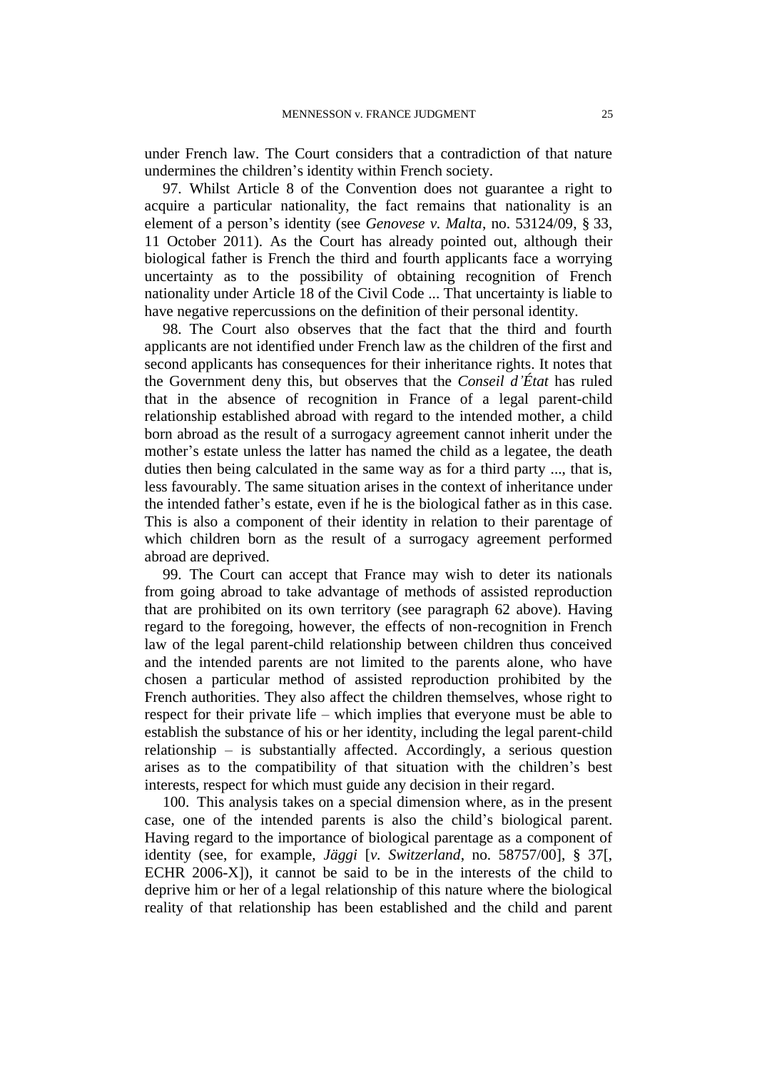under French law. The Court considers that a contradiction of that nature undermines the children's identity within French society.

97. Whilst Article 8 of the Convention does not guarantee a right to acquire a particular nationality, the fact remains that nationality is an element of a person's identity (see *Genovese v. Malta*, no. 53124/09, § 33, 11 October 2011). As the Court has already pointed out, although their biological father is French the third and fourth applicants face a worrying uncertainty as to the possibility of obtaining recognition of French nationality under Article 18 of the Civil Code ... That uncertainty is liable to have negative repercussions on the definition of their personal identity.

98. The Court also observes that the fact that the third and fourth applicants are not identified under French law as the children of the first and second applicants has consequences for their inheritance rights. It notes that the Government deny this, but observes that the *Conseil d'État* has ruled that in the absence of recognition in France of a legal parent-child relationship established abroad with regard to the intended mother, a child born abroad as the result of a surrogacy agreement cannot inherit under the mother's estate unless the latter has named the child as a legatee, the death duties then being calculated in the same way as for a third party ..., that is, less favourably. The same situation arises in the context of inheritance under the intended father's estate, even if he is the biological father as in this case. This is also a component of their identity in relation to their parentage of which children born as the result of a surrogacy agreement performed abroad are deprived.

99. The Court can accept that France may wish to deter its nationals from going abroad to take advantage of methods of assisted reproduction that are prohibited on its own territory (see paragraph 62 above). Having regard to the foregoing, however, the effects of non-recognition in French law of the legal parent-child relationship between children thus conceived and the intended parents are not limited to the parents alone, who have chosen a particular method of assisted reproduction prohibited by the French authorities. They also affect the children themselves, whose right to respect for their private life – which implies that everyone must be able to establish the substance of his or her identity, including the legal parent-child relationship – is substantially affected. Accordingly, a serious question arises as to the compatibility of that situation with the children's best interests, respect for which must guide any decision in their regard.

100. This analysis takes on a special dimension where, as in the present case, one of the intended parents is also the child's biological parent. Having regard to the importance of biological parentage as a component of identity (see, for example, *Jäggi* [*v. Switzerland*, no. 58757/00], § 37[, ECHR 2006-X]), it cannot be said to be in the interests of the child to deprive him or her of a legal relationship of this nature where the biological reality of that relationship has been established and the child and parent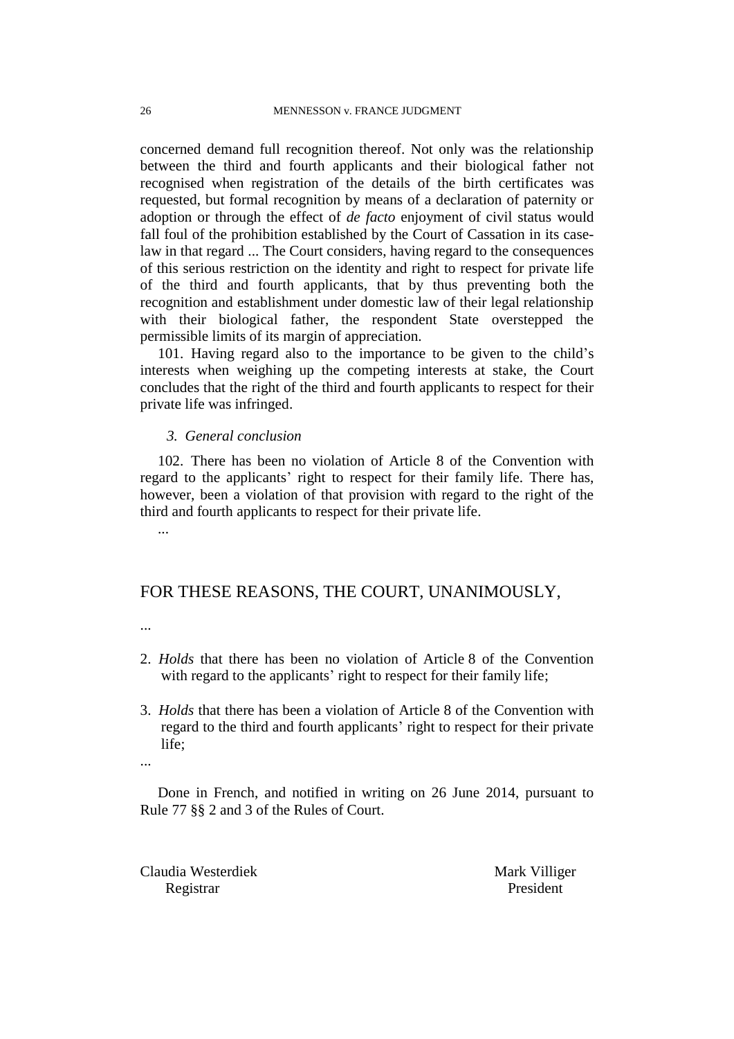concerned demand full recognition thereof. Not only was the relationship between the third and fourth applicants and their biological father not recognised when registration of the details of the birth certificates was requested, but formal recognition by means of a declaration of paternity or adoption or through the effect of *de facto* enjoyment of civil status would fall foul of the prohibition established by the Court of Cassation in its case-law in that regard ... The Court considers, having regard to the consequences of this serious restriction on the identity and right to respect for private life of the third and fourth applicants, that by thus preventing both the recognition and establishment under domestic law of their legal relationship with their biological father, the respondent State overstepped the permissible limits of its margin of appreciation.

101. Having regard also to the importance to be given to the child's interests when weighing up the competing interests at stake, the Court concludes that the right of the third and fourth applicants to respect for their private life was infringed.

### *3. General conclusion*

102. There has been no violation of Article 8 of the Convention with regard to the applicants' right to respect for their family life. There has, however, been a violation of that provision with regard to the right of the third and fourth applicants to respect for their private life.

...

## FOR THESE REASONS, THE COURT, UNANIMOUSLY,

...

2. *Holds* that there has been no violation of Article 8 of the Convention with regard to the applicants' right to respect for their family life;

3. *Holds* that there has been a violation of Article 8 of the Convention with regard to the third and fourth applicants' right to respect for their private life;

...

Done in French, and notified in writing on 26 June 2014, pursuant to Rule 77 §§ 2 and 3 of the Rules of Court.

Claudia Westerdiek
Registrar

Mark Villiger
President